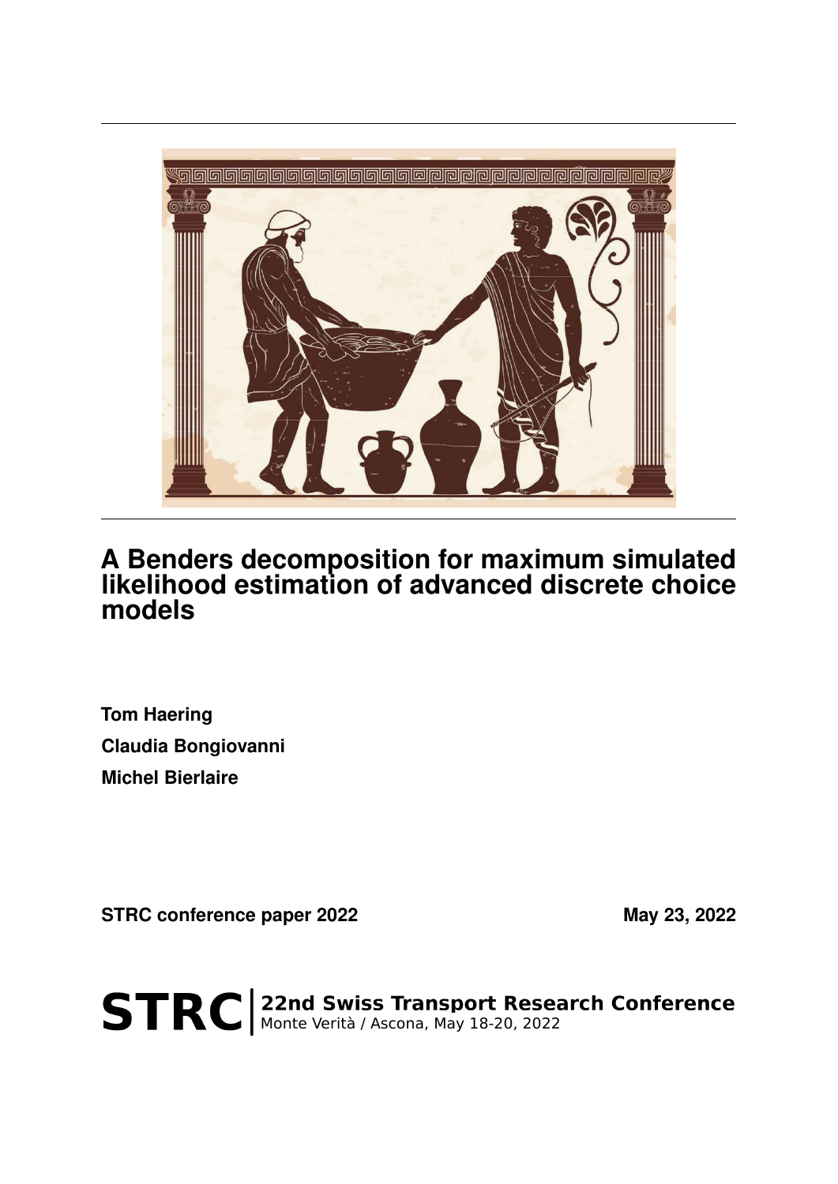# A Benders decomposition for maximum simulated likelihood estimation of advanced discrete choice models

**Tom Haering**

**Claudia Bongiovanni**

**Michel Bierlaire**

**STRC conference paper 2022** **May 23, 2022**

**STRC** | **22nd Swiss Transport Research Conference**
Monte Verità / Ascona, May 18-20, 2022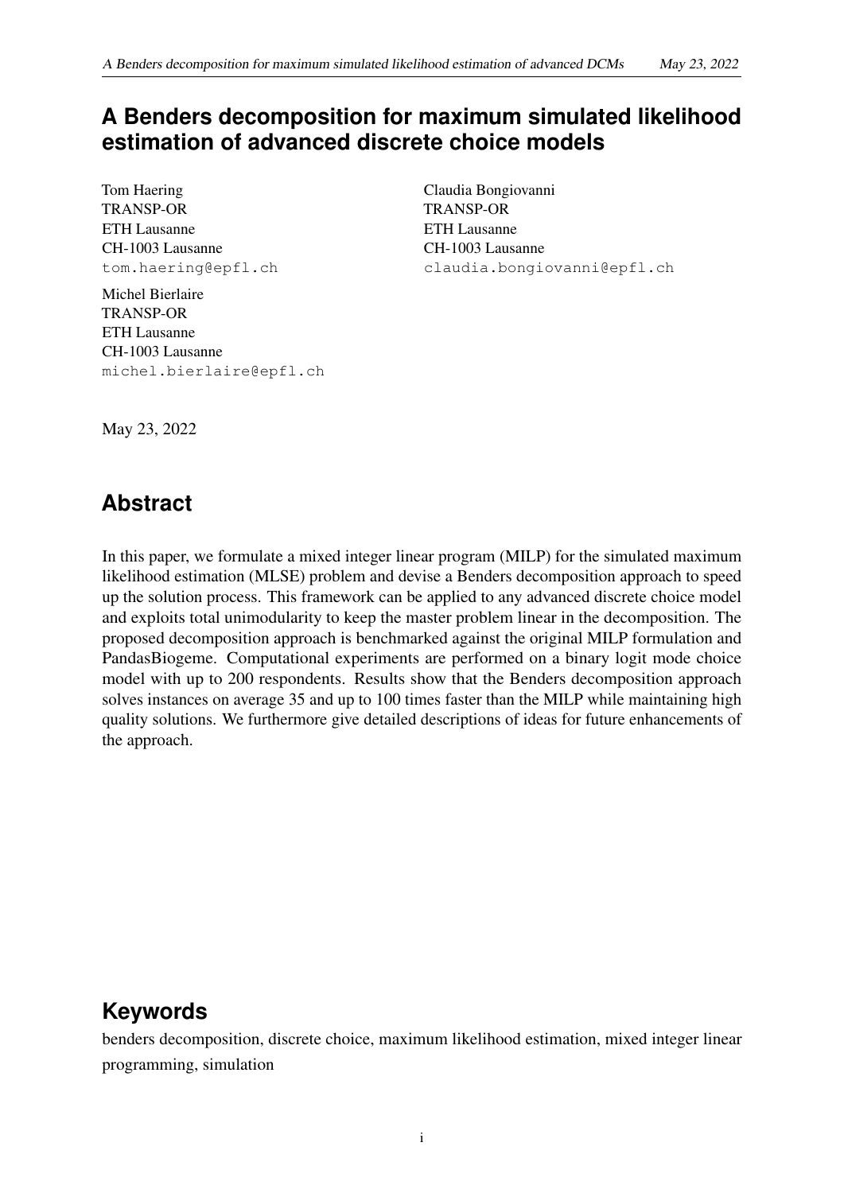# A Benders decomposition for maximum simulated likelihood estimation of advanced discrete choice models

Tom Haering
TRANSP-OR
ETH Lausanne
CH-1003 Lausanne
tom.haering@epfl.ch

Claudia Bongiovanni
TRANSP-OR
ETH Lausanne
CH-1003 Lausanne
claudia.bongiovanni@epfl.ch

Michel Bierlaire
TRANSP-OR
ETH Lausanne
CH-1003 Lausanne
michel.bierlaire@epfl.ch

May 23, 2022

## Abstract

In this paper, we formulate a mixed integer linear program (MILP) for the simulated maximum likelihood estimation (MLSE) problem and devise a Benders decomposition approach to speed up the solution process. This framework can be applied to any advanced discrete choice model and exploits total unimodularity to keep the master problem linear in the decomposition. The proposed decomposition approach is benchmarked against the original MILP formulation and PandasBiogeme. Computational experiments are performed on a binary logit mode choice model with up to 200 respondents. Results show that the Benders decomposition approach solves instances on average 35 and up to 100 times faster than the MILP while maintaining high quality solutions. We furthermore give detailed descriptions of ideas for future enhancements of the approach.

## Keywords

benders decomposition, discrete choice, maximum likelihood estimation, mixed integer linear programming, simulation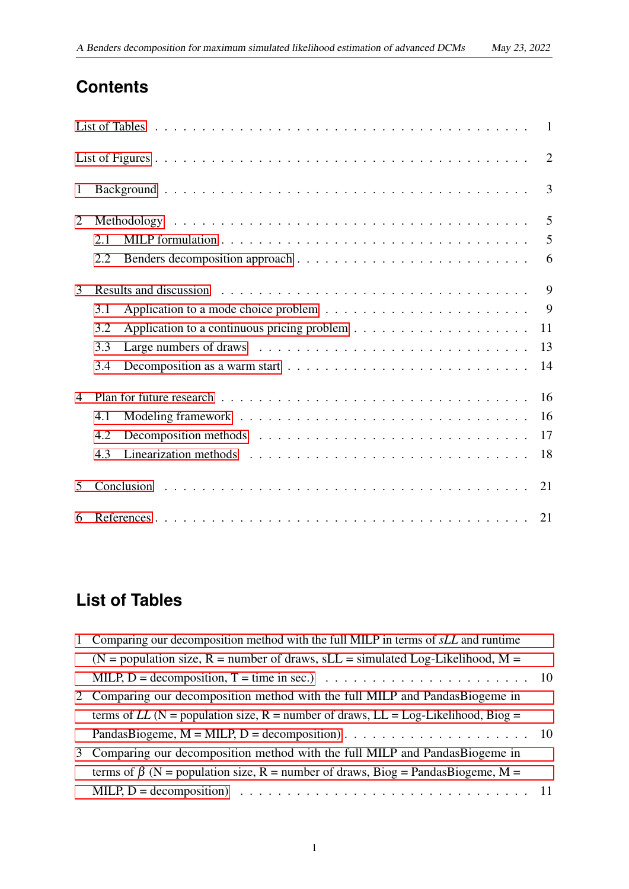# Contents

List of Tables . . . . . . . . . . . . . . . . . . . . . . . . . . . . . . . . . . 1

List of Figures . . . . . . . . . . . . . . . . . . . . . . . . . . . . . . . . . . 2

1 Background . . . . . . . . . . . . . . . . . . . . . . . . . . . . . . . . . . 3

2 Methodology . . . . . . . . . . . . . . . . . . . . . . . . . . . . . . . . . 5
   2.1 MILP formulation . . . . . . . . . . . . . . . . . . . . . . . . . . . 5
   2.2 Benders decomposition approach . . . . . . . . . . . . . . . . . . . 6

3 Results and discussion . . . . . . . . . . . . . . . . . . . . . . . . . . . 9
   3.1 Application to a mode choice problem . . . . . . . . . . . . . . . . 9
   3.2 Application to a continuous pricing problem . . . . . . . . . . . . . 11
   3.3 Large numbers of draws . . . . . . . . . . . . . . . . . . . . . . . 13
   3.4 Decomposition as a warm start . . . . . . . . . . . . . . . . . . . . 14

4 Plan for future research . . . . . . . . . . . . . . . . . . . . . . . . . 16
   4.1 Modeling framework . . . . . . . . . . . . . . . . . . . . . . . . . 16
   4.2 Decomposition methods . . . . . . . . . . . . . . . . . . . . . . . 17
   4.3 Linearization methods . . . . . . . . . . . . . . . . . . . . . . . . 18

5 Conclusion . . . . . . . . . . . . . . . . . . . . . . . . . . . . . . . . . 21

6 References . . . . . . . . . . . . . . . . . . . . . . . . . . . . . . . . . 21

# List of Tables

1 Comparing our decomposition method with the full MILP in terms of *sLL* and runtime (N = population size, R = number of draws, sLL = simulated Log-Likelihood, M = MILP, D = decomposition, T = time in sec.) . . . . . . . . . . . . . . . . . . . . . 10

2 Comparing our decomposition method with the full MILP and PandasBiogeme in terms of *LL* (N = population size, R = number of draws, LL = Log-Likelihood, Biog = PandasBiogeme, M = MILP, D = decomposition) . . . . . . . . . . . . . . . . . . . 10

3 Comparing our decomposition method with the full MILP and PandasBiogeme in terms of $\beta$ (N = population size, R = number of draws, Biog = PandasBiogeme, M = MILP, D = decomposition) . . . . . . . . . . . . . . . . . . . . . . . . . . . . . 11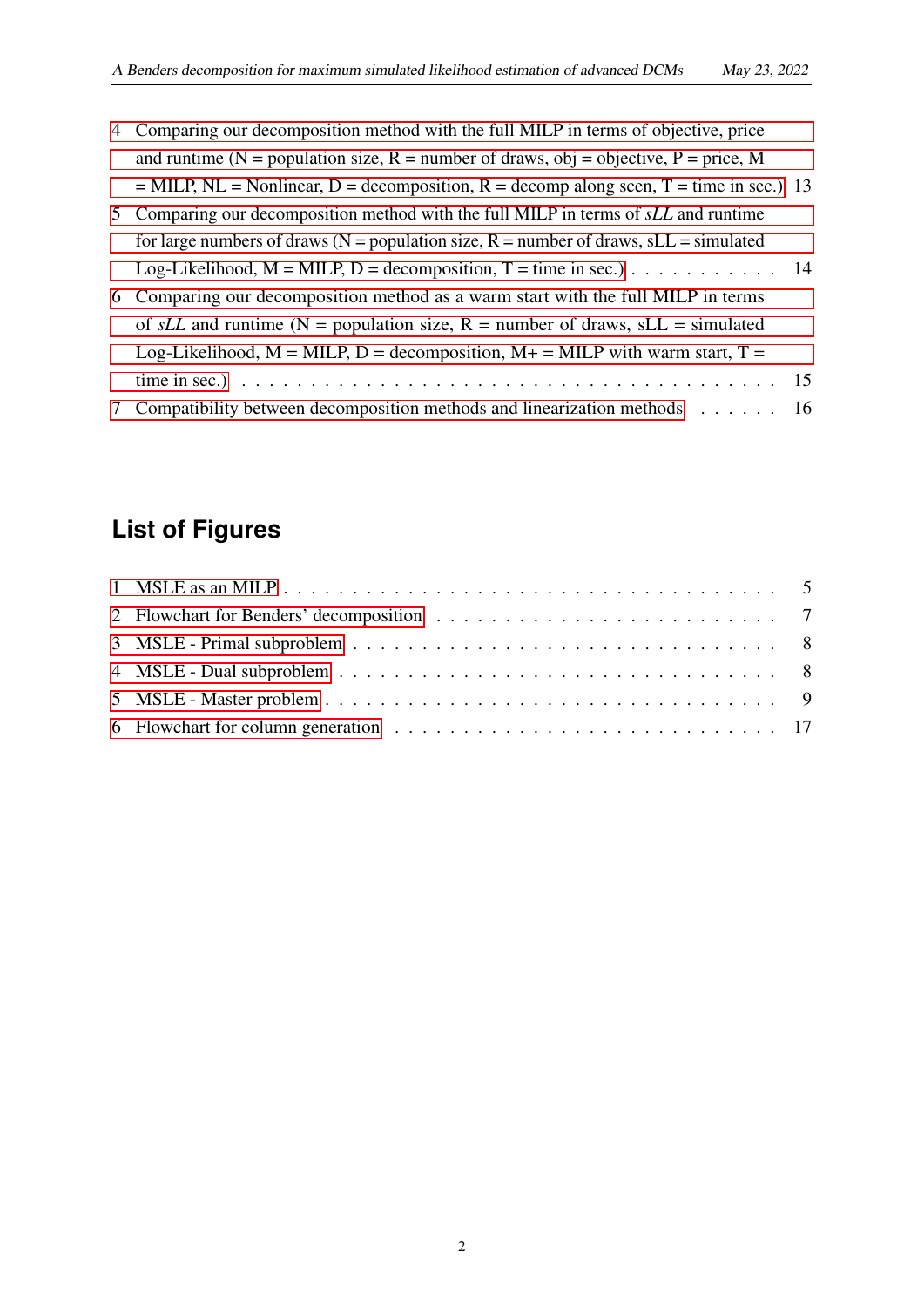4 Comparing our decomposition method with the full MILP in terms of objective, price and runtime (N = population size, R = number of draws, obj = objective, P = price, M = MILP, NL = Nonlinear, D = decomposition, R = decomp along scen, T = time in sec.) . . . 13

5 Comparing our decomposition method with the full MILP in terms of *sLL* and runtime for large numbers of draws (N = population size, R = number of draws, sLL = simulated Log-Likelihood, M = MILP, D = decomposition, T = time in sec.) . . . 14

6 Comparing our decomposition method as a warm start with the full MILP in terms of *sLL* and runtime (N = population size, R = number of draws, sLL = simulated Log-Likelihood, M = MILP, D = decomposition, M+ = MILP with warm start, T = time in sec.) . . . 15

7 Compatibility between decomposition methods and linearization methods . . . 16

## List of Figures

1 MSLE as an MILP . . . 5

2 Flowchart for Benders' decomposition . . . 7

3 MSLE - Primal subproblem . . . 8

4 MSLE - Dual subproblem . . . 8

5 MSLE - Master problem . . . 9

6 Flowchart for column generation . . . 17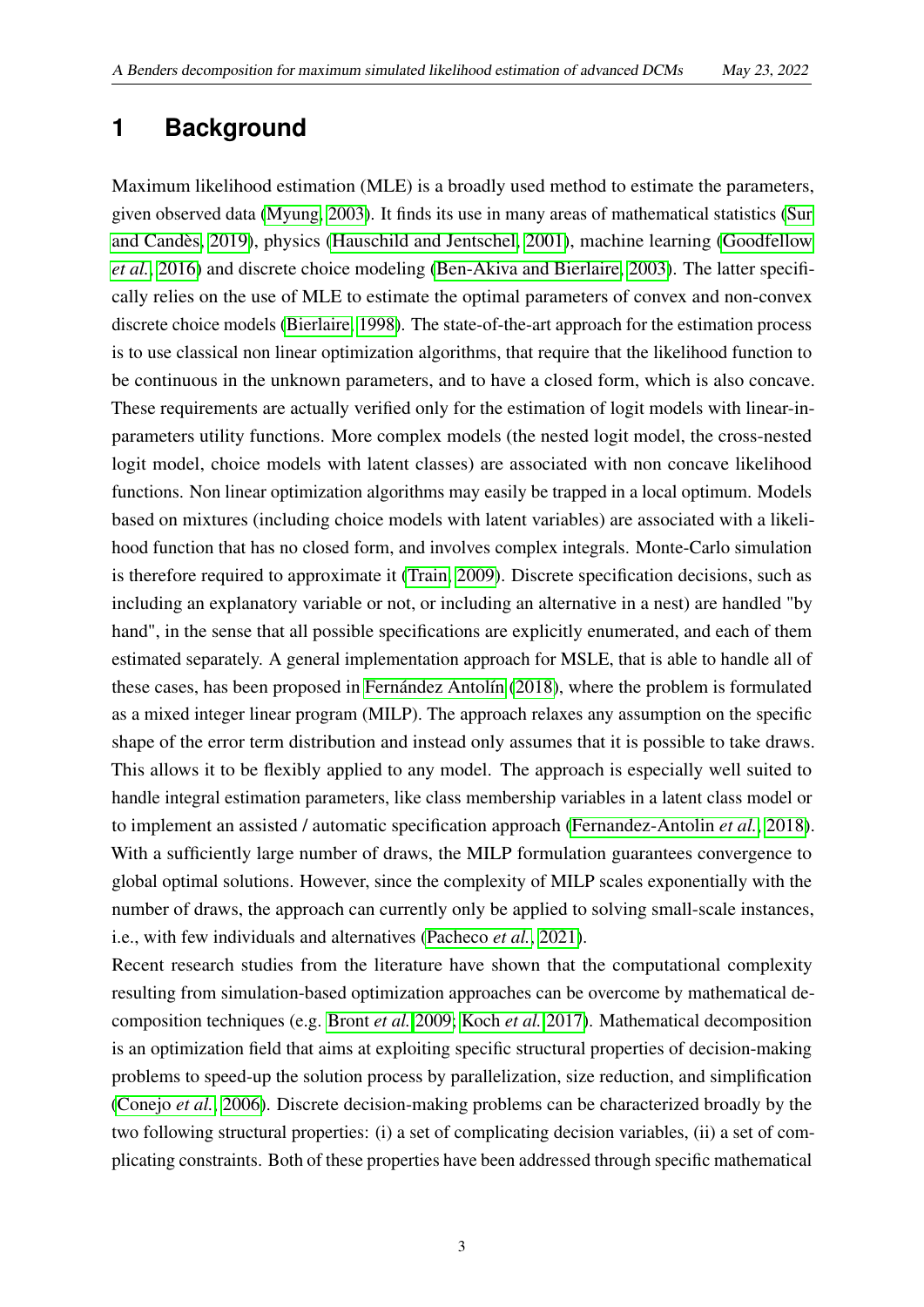# 1 Background

Maximum likelihood estimation (MLE) is a broadly used method to estimate the parameters, given observed data (Myung, 2003). It finds its use in many areas of mathematical statistics (Sur and Candès, 2019), physics (Hauschild and Jentschel, 2001), machine learning (Goodfellow *et al.*, 2016) and discrete choice modeling (Ben-Akiva and Bierlaire, 2003). The latter specifically relies on the use of MLE to estimate the optimal parameters of convex and non-convex discrete choice models (Bierlaire, 1998). The state-of-the-art approach for the estimation process is to use classical non linear optimization algorithms, that require that the likelihood function to be continuous in the unknown parameters, and to have a closed form, which is also concave. These requirements are actually verified only for the estimation of logit models with linear-in-parameters utility functions. More complex models (the nested logit model, the cross-nested logit model, choice models with latent classes) are associated with non concave likelihood functions. Non linear optimization algorithms may easily be trapped in a local optimum. Models based on mixtures (including choice models with latent variables) are associated with a likelihood function that has no closed form, and involves complex integrals. Monte-Carlo simulation is therefore required to approximate it (Train, 2009). Discrete specification decisions, such as including an explanatory variable or not, or including an alternative in a nest) are handled "by hand", in the sense that all possible specifications are explicitly enumerated, and each of them estimated separately. A general implementation approach for MSLE, that is able to handle all of these cases, has been proposed in Fernández Antolín (2018), where the problem is formulated as a mixed integer linear program (MILP). The approach relaxes any assumption on the specific shape of the error term distribution and instead only assumes that it is possible to take draws. This allows it to be flexibly applied to any model. The approach is especially well suited to handle integral estimation parameters, like class membership variables in a latent class model or to implement an assisted / automatic specification approach (Fernandez-Antolin *et al.*, 2018). With a sufficiently large number of draws, the MILP formulation guarantees convergence to global optimal solutions. However, since the complexity of MILP scales exponentially with the number of draws, the approach can currently only be applied to solving small-scale instances, i.e., with few individuals and alternatives (Pacheco *et al.*, 2021).

Recent research studies from the literature have shown that the computational complexity resulting from simulation-based optimization approaches can be overcome by mathematical decomposition techniques (e.g. Bront *et al.* 2009; Koch *et al.* 2017). Mathematical decomposition is an optimization field that aims at exploiting specific structural properties of decision-making problems to speed-up the solution process by parallelization, size reduction, and simplification (Conejo *et al.*, 2006). Discrete decision-making problems can be characterized broadly by the two following structural properties: (i) a set of complicating decision variables, (ii) a set of complicating constraints. Both of these properties have been addressed through specific mathematical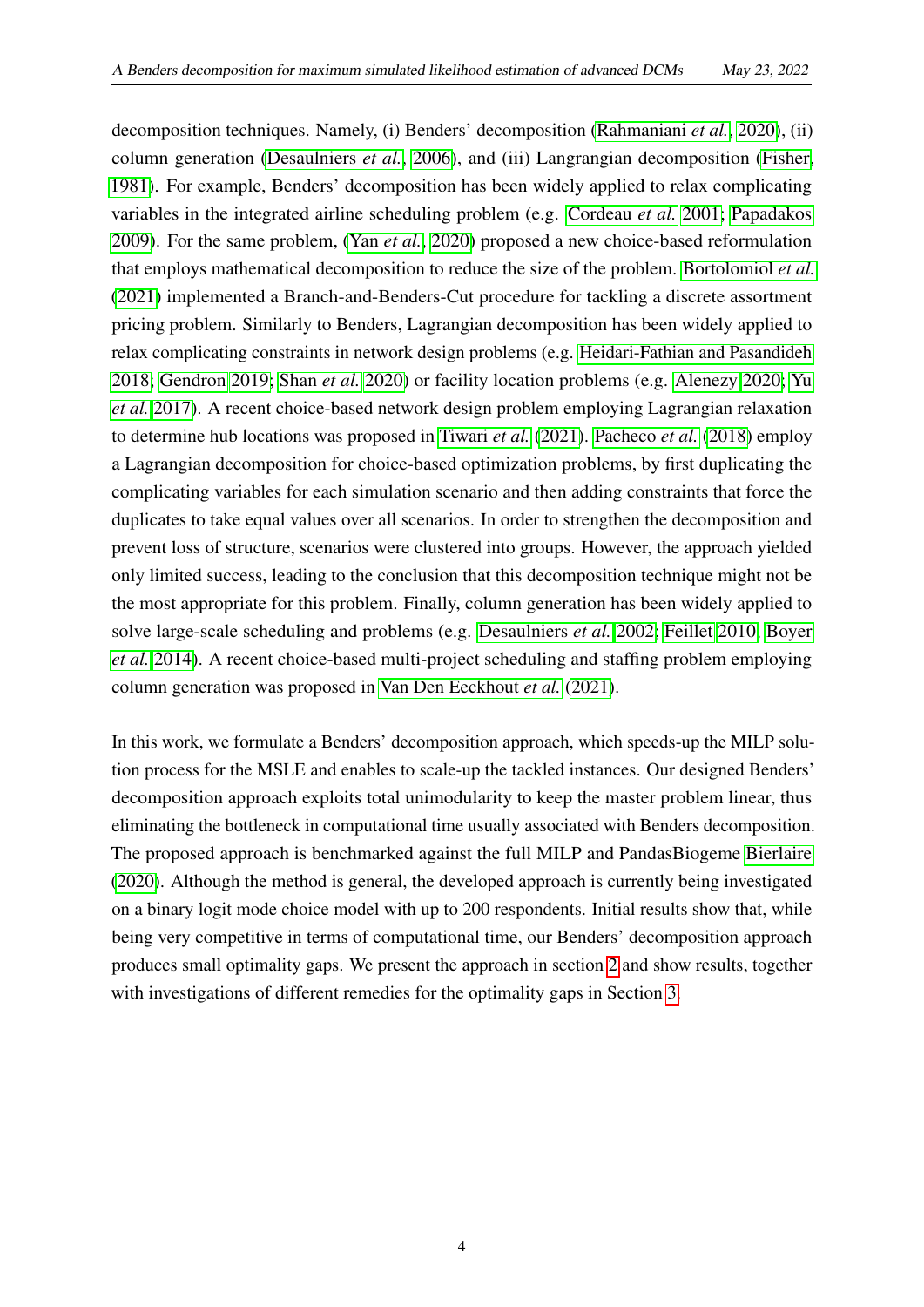decomposition techniques. Namely, (i) Benders' decomposition (Rahmaniani *et al.*, 2020), (ii) column generation (Desaulniers *et al.*, 2006), and (iii) Langrangian decomposition (Fisher, 1981). For example, Benders' decomposition has been widely applied to relax complicating variables in the integrated airline scheduling problem (e.g. Cordeau *et al.* 2001; Papadakos 2009). For the same problem, (Yan *et al.*, 2020) proposed a new choice-based reformulation that employs mathematical decomposition to reduce the size of the problem. Bortolomiol *et al.* (2021) implemented a Branch-and-Benders-Cut procedure for tackling a discrete assortment pricing problem. Similarly to Benders, Lagrangian decomposition has been widely applied to relax complicating constraints in network design problems (e.g. Heidari-Fathian and Pasandideh 2018; Gendron 2019; Shan *et al.* 2020) or facility location problems (e.g. Alenezy 2020; Yu *et al.* 2017). A recent choice-based network design problem employing Lagrangian relaxation to determine hub locations was proposed in Tiwari *et al.* (2021). Pacheco *et al.* (2018) employ a Lagrangian decomposition for choice-based optimization problems, by first duplicating the complicating variables for each simulation scenario and then adding constraints that force the duplicates to take equal values over all scenarios. In order to strengthen the decomposition and prevent loss of structure, scenarios were clustered into groups. However, the approach yielded only limited success, leading to the conclusion that this decomposition technique might not be the most appropriate for this problem. Finally, column generation has been widely applied to solve large-scale scheduling and problems (e.g. Desaulniers *et al.* 2002; Feillet 2010; Boyer *et al.* 2014). A recent choice-based multi-project scheduling and staffing problem employing column generation was proposed in Van Den Eeckhout *et al.* (2021).

In this work, we formulate a Benders' decomposition approach, which speeds-up the MILP solution process for the MSLE and enables to scale-up the tackled instances. Our designed Benders' decomposition approach exploits total unimodularity to keep the master problem linear, thus eliminating the bottleneck in computational time usually associated with Benders decomposition. The proposed approach is benchmarked against the full MILP and PandasBiogeme Bierlaire (2020). Although the method is general, the developed approach is currently being investigated on a binary logit mode choice model with up to 200 respondents. Initial results show that, while being very competitive in terms of computational time, our Benders' decomposition approach produces small optimality gaps. We present the approach in section 2 and show results, together with investigations of different remedies for the optimality gaps in Section 3.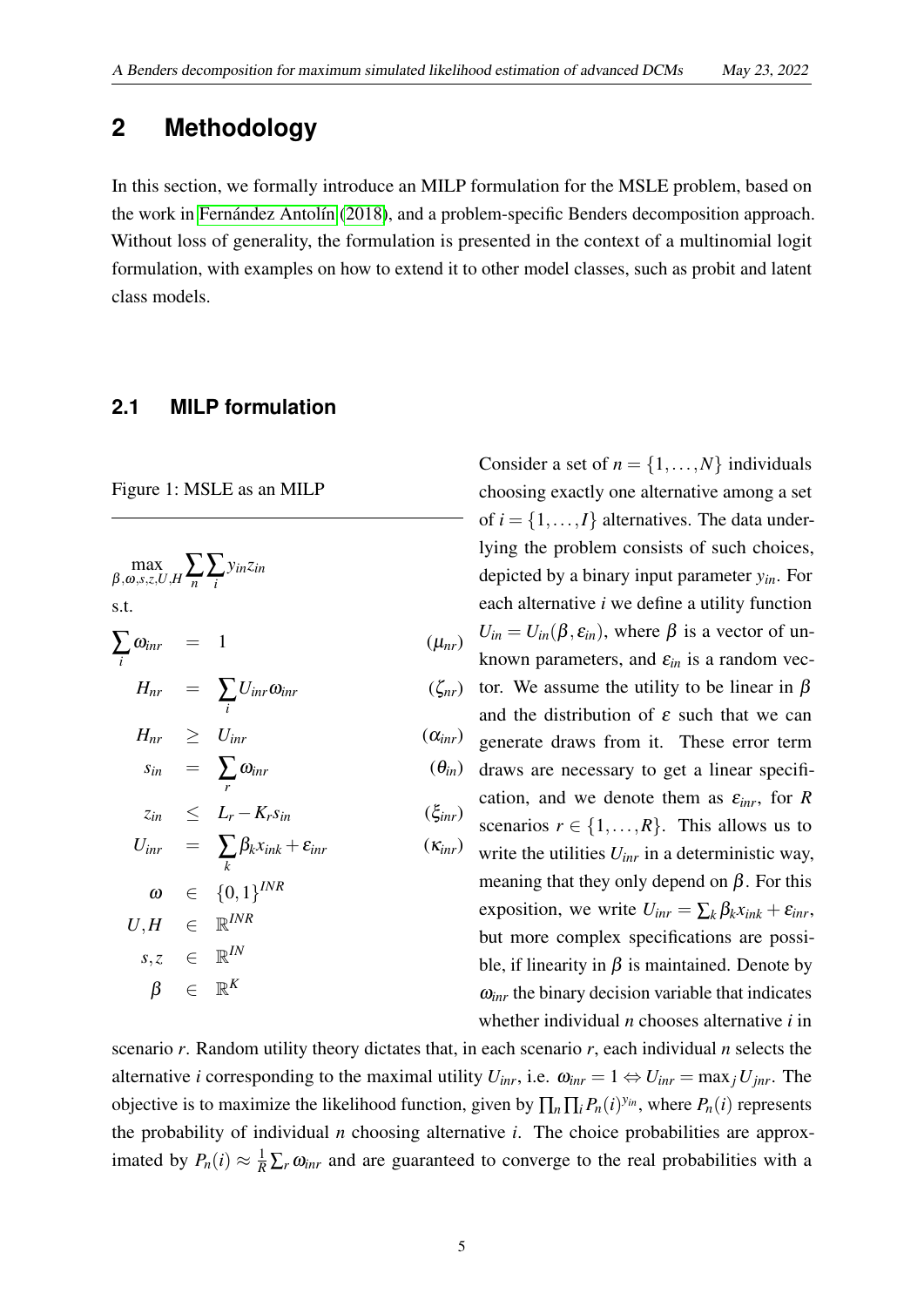# 2 Methodology

In this section, we formally introduce an MILP formulation for the MSLE problem, based on the work in Fernández Antolín (2018), and a problem-specific Benders decomposition approach. Without loss of generality, the formulation is presented in the context of a multinomial logit formulation, with examples on how to extend it to other model classes, such as probit and latent class models.

## 2.1 MILP formulation

Figure 1: MSLE as an MILP

$$
\begin{aligned}
&\max_{\beta,\omega,s,z,U,H} \sum_n \sum_i y_{in} z_{in} \\
&\text{s.t.} \\
&\sum_i \omega_{inr} = 1 && (\mu_{nr}) \\
&H_{nr} = \sum_i U_{inr}\omega_{inr} && (\zeta_{nr}) \\
&H_{nr} \geq U_{inr} && (\alpha_{inr}) \\
&s_{in} = \sum_r \omega_{inr} && (\theta_{in}) \\
&z_{in} \leq L_r - K_r s_{in} && (\xi_{inr}) \\
&U_{inr} = \sum_k \beta_k x_{ink} + \varepsilon_{inr} && (\kappa_{inr}) \\
&\omega \in \{0,1\}^{INR} \\
&U,H \in \mathbb{R}^{INR} \\
&s,z \in \mathbb{R}^{IN} \\
&\beta \in \mathbb{R}^{K}
\end{aligned}
$$

Consider a set of $n = \{1,\ldots,N\}$ individuals choosing exactly one alternative among a set of $i = \{1,\ldots,I\}$ alternatives. The data underlying the problem consists of such choices, depicted by a binary input parameter $y_{in}$. For each alternative $i$ we define a utility function $U_{in} = U_{in}(\beta, \varepsilon_{in})$, where $\beta$ is a vector of unknown parameters, and $\varepsilon_{in}$ is a random vector. We assume the utility to be linear in $\beta$ and the distribution of $\varepsilon$ such that we can generate draws from it. These error term draws are necessary to get a linear specification, and we denote them as $\varepsilon_{inr}$, for $R$ scenarios $r \in \{1,\ldots,R\}$. This allows us to write the utilities $U_{inr}$ in a deterministic way, meaning that they only depend on $\beta$. For this exposition, we write $U_{inr} = \sum_k \beta_k x_{ink} + \varepsilon_{inr}$, but more complex specifications are possible, if linearity in $\beta$ is maintained. Denote by $\omega_{inr}$ the binary decision variable that indicates whether individual $n$ chooses alternative $i$ in scenario $r$. Random utility theory dictates that, in each scenario $r$, each individual $n$ selects the alternative $i$ corresponding to the maximal utility $U_{inr}$, i.e. $\omega_{inr} = 1 \Leftrightarrow U_{inr} = \max_j U_{jnr}$. The objective is to maximize the likelihood function, given by $\prod_n \prod_i P_n(i)^{y_{in}}$, where $P_n(i)$ represents the probability of individual $n$ choosing alternative $i$. The choice probabilities are approximated by $P_n(i) \approx \frac{1}{R}\sum_r \omega_{inr}$ and are guaranteed to converge to the real probabilities with a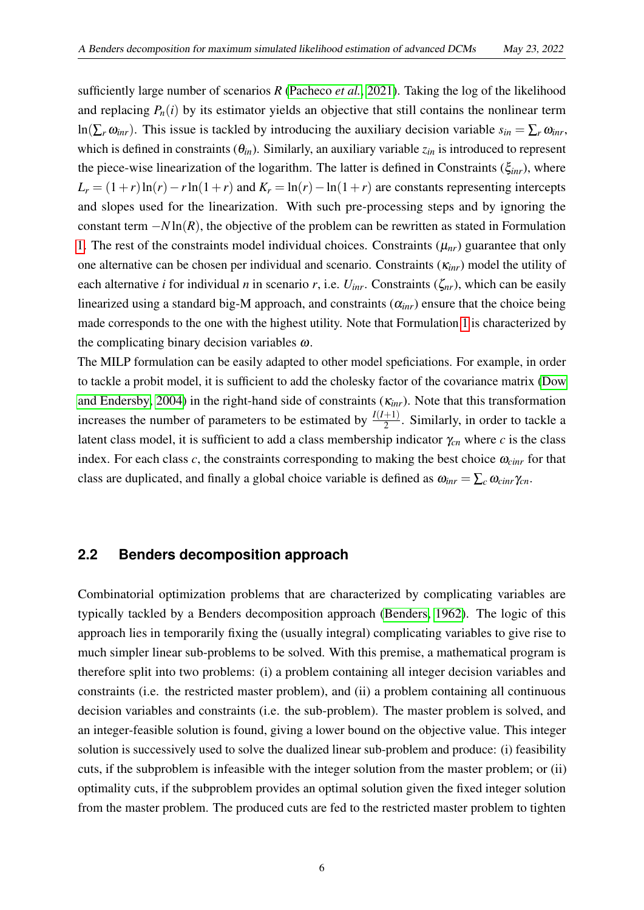sufficiently large number of scenarios $R$ (Pacheco *et al.*, 2021). Taking the log of the likelihood and replacing $P_n(i)$ by its estimator yields an objective that still contains the nonlinear term $\ln(\sum_r \omega_{inr})$. This issue is tackled by introducing the auxiliary decision variable $s_{in} = \sum_r \omega_{inr}$, which is defined in constraints ($\theta_{in}$). Similarly, an auxiliary variable $z_{in}$ is introduced to represent the piece-wise linearization of the logarithm. The latter is defined in Constraints ($\xi_{inr}$), where $L_r = (1+r)\ln(r) - r\ln(1+r)$ and $K_r = \ln(r) - \ln(1+r)$ are constants representing intercepts and slopes used for the linearization. With such pre-processing steps and by ignoring the constant term $-N\ln(R)$, the objective of the problem can be rewritten as stated in Formulation 1. The rest of the constraints model individual choices. Constraints ($\mu_{nr}$) guarantee that only one alternative can be chosen per individual and scenario. Constraints ($\kappa_{inr}$) model the utility of each alternative $i$ for individual $n$ in scenario $r$, i.e. $U_{inr}$. Constraints ($\zeta_{nr}$), which can be easily linearized using a standard big-M approach, and constraints ($\alpha_{inr}$) ensure that the choice being made corresponds to the one with the highest utility. Note that Formulation 1 is characterized by the complicating binary decision variables $\omega$.

The MILP formulation can be easily adapted to other model speficiations. For example, in order to tackle a probit model, it is sufficient to add the cholesky factor of the covariance matrix (Dow and Endersby, 2004) in the right-hand side of constraints ($\kappa_{inr}$). Note that this transformation increases the number of parameters to be estimated by $\frac{I(I+1)}{2}$. Similarly, in order to tackle a latent class model, it is sufficient to add a class membership indicator $\gamma_{cn}$ where $c$ is the class index. For each class $c$, the constraints corresponding to making the best choice $\omega_{cinr}$ for that class are duplicated, and finally a global choice variable is defined as $\omega_{inr} = \sum_c \omega_{cinr}\gamma_{cn}$.

## 2.2 Benders decomposition approach

Combinatorial optimization problems that are characterized by complicating variables are typically tackled by a Benders decomposition approach (Benders, 1962). The logic of this approach lies in temporarily fixing the (usually integral) complicating variables to give rise to much simpler linear sub-problems to be solved. With this premise, a mathematical program is therefore split into two problems: (i) a problem containing all integer decision variables and constraints (i.e. the restricted master problem), and (ii) a problem containing all continuous decision variables and constraints (i.e. the sub-problem). The master problem is solved, and an integer-feasible solution is found, giving a lower bound on the objective value. This integer solution is successively used to solve the dualized linear sub-problem and produce: (i) feasibility cuts, if the subproblem is infeasible with the integer solution from the master problem; or (ii) optimality cuts, if the subproblem provides an optimal solution given the fixed integer solution from the master problem. The produced cuts are fed to the restricted master problem to tighten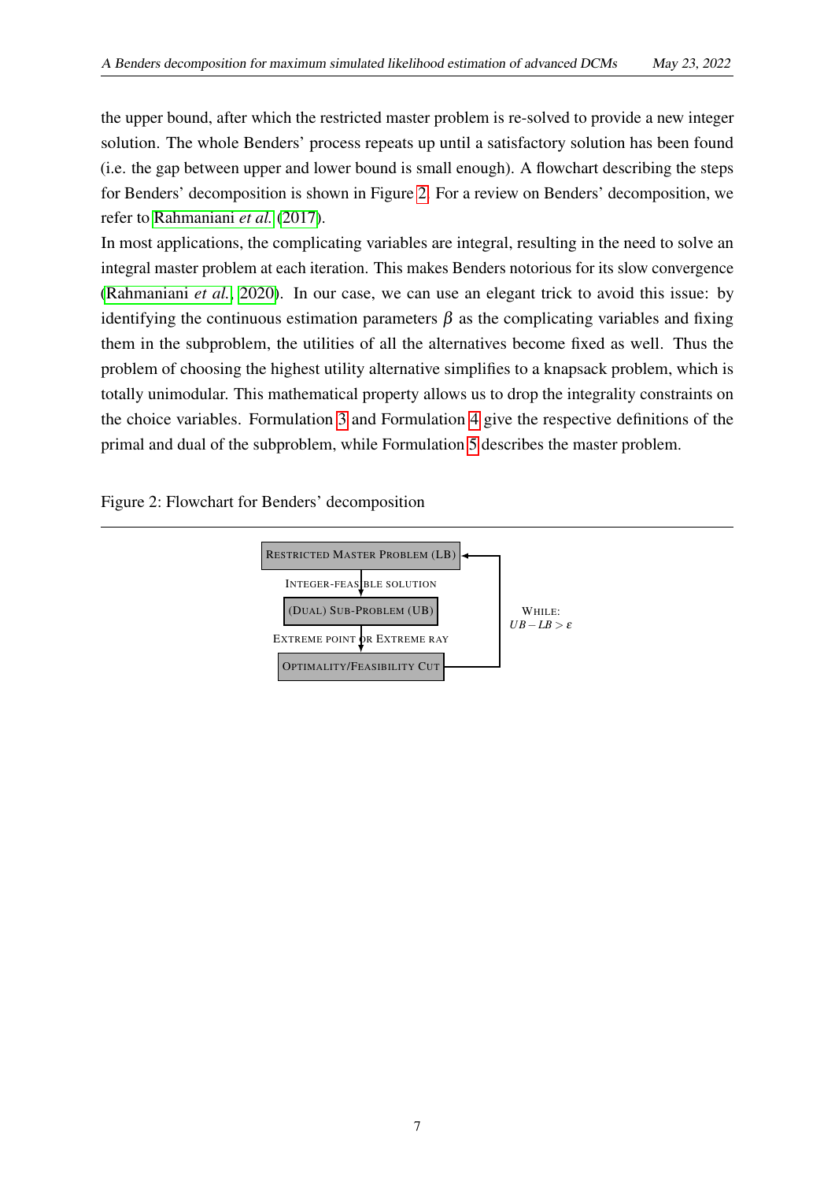the upper bound, after which the restricted master problem is re-solved to provide a new integer solution. The whole Benders' process repeats up until a satisfactory solution has been found (i.e. the gap between upper and lower bound is small enough). A flowchart describing the steps for Benders' decomposition is shown in Figure 2. For a review on Benders' decomposition, we refer to Rahmaniani *et al.* (2017).

In most applications, the complicating variables are integral, resulting in the need to solve an integral master problem at each iteration. This makes Benders notorious for its slow convergence (Rahmaniani *et al.*, 2020). In our case, we can use an elegant trick to avoid this issue: by identifying the continuous estimation parameters $\beta$ as the complicating variables and fixing them in the subproblem, the utilities of all the alternatives become fixed as well. Thus the problem of choosing the highest utility alternative simplifies to a knapsack problem, which is totally unimodular. This mathematical property allows us to drop the integrality constraints on the choice variables. Formulation 3 and Formulation 4 give the respective definitions of the primal and dual of the subproblem, while Formulation 5 describes the master problem.

Figure 2: Flowchart for Benders' decomposition

RESTRICTED MASTER PROBLEM (LB)

↓ INTEGER-FEASIBLE SOLUTION

(DUAL) SUB-PROBLEM (UB)

↓ EXTREME POINT OR EXTREME RAY

OPTIMALITY/FEASIBILITY CUT

→ back to RESTRICTED MASTER PROBLEM — WHILE: $UB - LB > \varepsilon$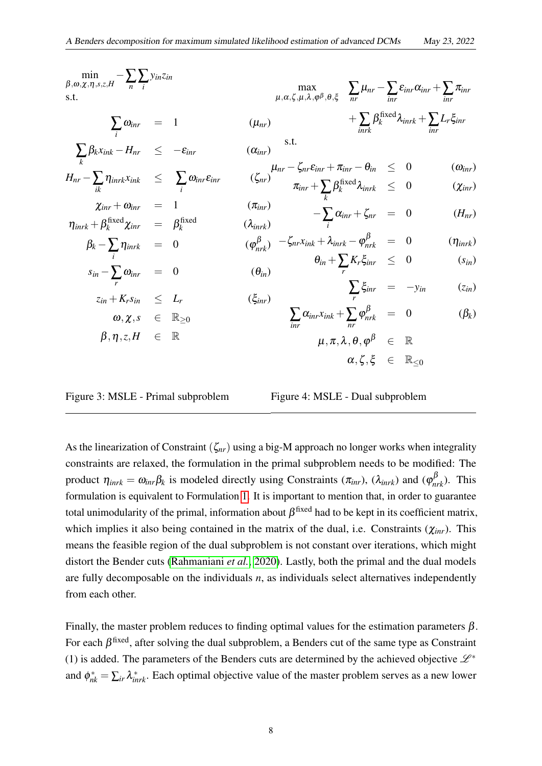$$
\begin{aligned}
\min_{\beta,\omega,\chi,\eta,s,z,H} \quad & -\sum_n \sum_i y_{in} z_{in} \\
\text{s.t.} \quad & \\
\sum_i \omega_{inr} &= 1 && (\mu_{nr}) \\
\sum_k \beta_k x_{ink} - H_{nr} &\leq -\varepsilon_{inr} && (\alpha_{inr}) \\
H_{nr} - \sum_{ik} \eta_{inrk} x_{ink} &\leq \sum_i \omega_{inr} \varepsilon_{inr} && (\zeta_{nr}) \\
\chi_{inr} + \omega_{inr} &= 1 && (\pi_{inr}) \\
\eta_{inrk} + \beta_k^{\text{fixed}} \chi_{inr} &= \beta_k^{\text{fixed}} && (\lambda_{inrk}) \\
\beta_k - \sum_i \eta_{inrk} &= 0 && (\varphi^{\beta}_{nrk}) \\
s_{in} - \sum_r \omega_{inr} &= 0 && (\theta_{in}) \\
z_{in} + K_r s_{in} &\leq L_r && (\xi_{inr}) \\
\omega, \chi, s &\in \mathbb{R}_{\geq 0} \\
\beta, \eta, z, H &\in \mathbb{R}
\end{aligned}
$$

Figure 3: MSLE - Primal subproblem

$$
\begin{aligned}
\max_{\mu,\alpha,\zeta,\mu,\lambda,\varphi^{\beta},\theta,\xi} \quad & \sum_{nr} \mu_{nr} - \sum_{inr} \varepsilon_{inr} \alpha_{inr} + \sum_{inr} \pi_{inr} \\
& + \sum_{inrk} \beta_k^{\text{fixed}} \lambda_{inrk} + \sum_{inr} L_r \xi_{inr} \\
\text{s.t.} \quad & \\
\mu_{nr} - \zeta_{nr} \varepsilon_{inr} + \pi_{inr} - \theta_{in} &\leq 0 && (\omega_{inr}) \\
\pi_{inr} + \sum_k \beta_k^{\text{fixed}} \lambda_{inrk} &\leq 0 && (\chi_{inr}) \\
-\sum_i \alpha_{inr} + \zeta_{nr} &= 0 && (H_{nr}) \\
-\zeta_{nr} x_{ink} + \lambda_{inrk} - \varphi^{\beta}_{nrk} &= 0 && (\eta_{inrk}) \\
\theta_{in} + \sum_r K_r \xi_{inr} &\leq 0 && (s_{in}) \\
\sum_r \xi_{inr} &= -y_{in} && (z_{in}) \\
\sum_{inr} \alpha_{inr} x_{ink} + \sum_{nr} \varphi^{\beta}_{nrk} &= 0 && (\beta_k) \\
\mu, \pi, \lambda, \theta, \varphi^{\beta} &\in \mathbb{R} \\
\alpha, \zeta, \xi &\in \mathbb{R}_{\leq 0}
\end{aligned}
$$

Figure 4: MSLE - Dual subproblem

As the linearization of Constraint $(\zeta_{nr})$ using a big-M approach no longer works when integrality constraints are relaxed, the formulation in the primal subproblem needs to be modified: The product $\eta_{inrk} = \omega_{inr}\beta_k$ is modeled directly using Constraints $(\pi_{inr})$, $(\lambda_{inrk})$ and $(\varphi^{\beta}_{nrk})$. This formulation is equivalent to Formulation 1. It is important to mention that, in order to guarantee total unimodularity of the primal, information about $\beta^{\text{fixed}}$ had to be kept in its coefficient matrix, which implies it also being contained in the matrix of the dual, i.e. Constraints $(\chi_{inr})$. This means the feasible region of the dual subproblem is not constant over iterations, which might distort the Bender cuts (Rahmaniani *et al.*, 2020). Lastly, both the primal and the dual models are fully decomposable on the individuals $n$, as individuals select alternatives independently from each other.

Finally, the master problem reduces to finding optimal values for the estimation parameters $\beta$. For each $\beta^{\text{fixed}}$, after solving the dual subproblem, a Benders cut of the same type as Constraint (1) is added. The parameters of the Benders cuts are determined by the achieved objective $\mathscr{L}^*$ and $\phi^*_{nk} = \sum_{ir} \lambda^*_{inrk}$. Each optimal objective value of the master problem serves as a new lower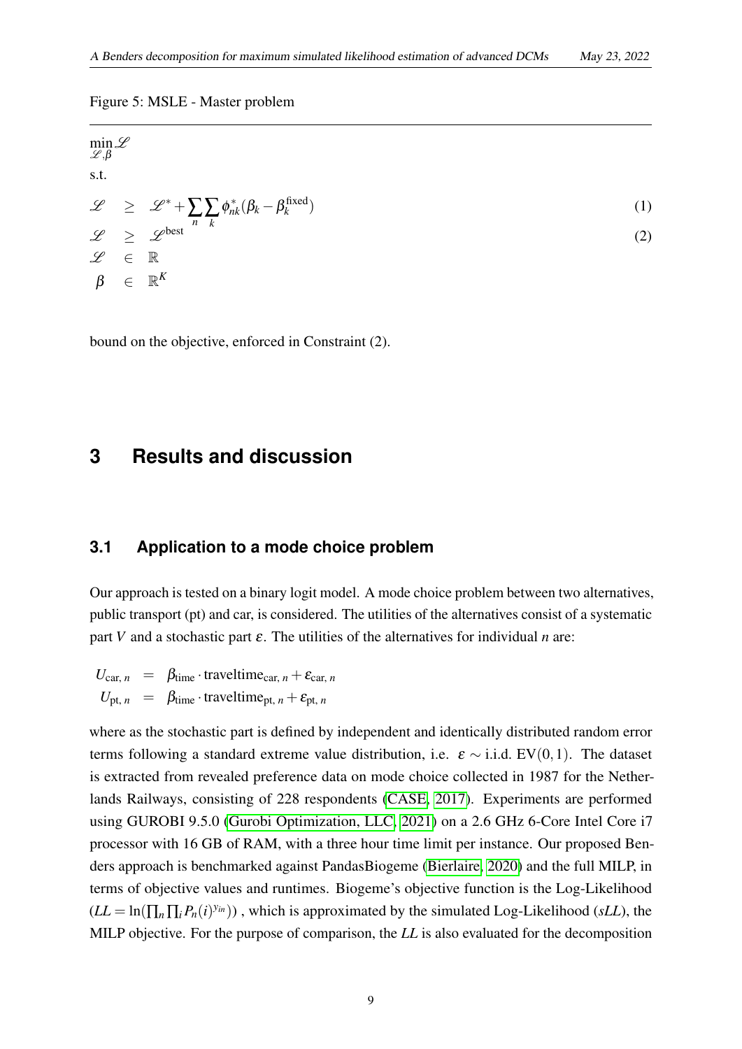Figure 5: MSLE - Master problem

$$
\begin{aligned}
&\min_{\mathscr{L},\beta} \mathscr{L} \\
&\text{s.t.} \\
&\mathscr{L} \geq \mathscr{L}^* + \sum_n \sum_k \phi^*_{nk}(\beta_k - \beta_k^{\text{fixed}}) && (1) \\
&\mathscr{L} \geq \mathscr{L}^{\text{best}} && (2) \\
&\mathscr{L} \in \mathbb{R} \\
&\beta \in \mathbb{R}^K
\end{aligned}
$$

bound on the objective, enforced in Constraint (2).

# 3 Results and discussion

## 3.1 Application to a mode choice problem

Our approach is tested on a binary logit model. A mode choice problem between two alternatives, public transport (pt) and car, is considered. The utilities of the alternatives consist of a systematic part $V$ and a stochastic part $\varepsilon$. The utilities of the alternatives for individual $n$ are:

$$
\begin{aligned}
U_{\text{car},\, n} &= \beta_{\text{time}} \cdot \text{traveltime}_{\text{car},\, n} + \varepsilon_{\text{car},\, n} \\
U_{\text{pt},\, n} &= \beta_{\text{time}} \cdot \text{traveltime}_{\text{pt},\, n} + \varepsilon_{\text{pt},\, n}
\end{aligned}
$$

where as the stochastic part is defined by independent and identically distributed random error terms following a standard extreme value distribution, i.e. $\varepsilon \sim$ i.i.d. $\text{EV}(0,1)$. The dataset is extracted from revealed preference data on mode choice collected in 1987 for the Netherlands Railways, consisting of 228 respondents (CASE, 2017). Experiments are performed using GUROBI 9.5.0 (Gurobi Optimization, LLC, 2021) on a 2.6 GHz 6-Core Intel Core i7 processor with 16 GB of RAM, with a three hour time limit per instance. Our proposed Benders approach is benchmarked against PandasBiogeme (Bierlaire, 2020) and the full MILP, in terms of objective values and runtimes. Biogeme's objective function is the Log-Likelihood ($LL = \ln(\prod_n \prod_i P_n(i)^{y_{in}})$) , which is approximated by the simulated Log-Likelihood (*sLL*), the MILP objective. For the purpose of comparison, the *LL* is also evaluated for the decomposition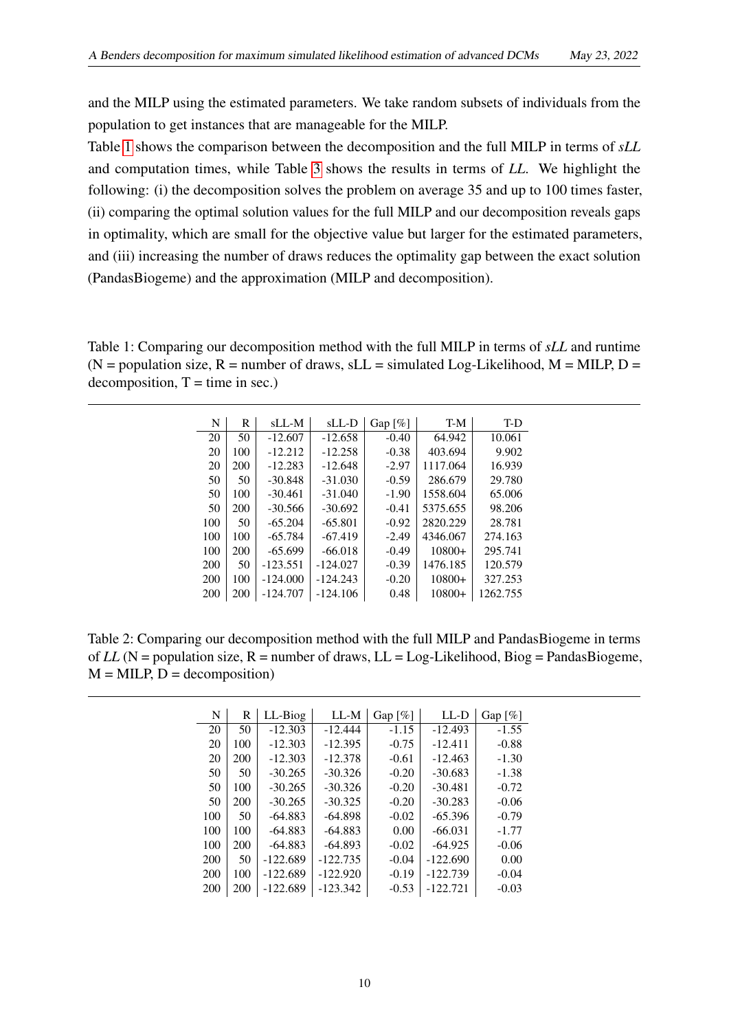and the MILP using the estimated parameters. We take random subsets of individuals from the population to get instances that are manageable for the MILP.

Table 1 shows the comparison between the decomposition and the full MILP in terms of *sLL* and computation times, while Table 3 shows the results in terms of *LL*. We highlight the following: (i) the decomposition solves the problem on average 35 and up to 100 times faster, (ii) comparing the optimal solution values for the full MILP and our decomposition reveals gaps in optimality, which are small for the objective value but larger for the estimated parameters, and (iii) increasing the number of draws reduces the optimality gap between the exact solution (PandasBiogeme) and the approximation (MILP and decomposition).

Table 1: Comparing our decomposition method with the full MILP in terms of *sLL* and runtime (N = population size, R = number of draws, sLL = simulated Log-Likelihood, M = MILP, D = decomposition, T = time in sec.)

| N | R | sLL-M | sLL-D | Gap [%] | T-M | T-D |
|---|---|---|---|---|---|---|
| 20 | 50 | -12.607 | -12.658 | -0.40 | 64.942 | 10.061 |
| 20 | 100 | -12.212 | -12.258 | -0.38 | 403.694 | 9.902 |
| 20 | 200 | -12.283 | -12.648 | -2.97 | 1117.064 | 16.939 |
| 50 | 50 | -30.848 | -31.030 | -0.59 | 286.679 | 29.780 |
| 50 | 100 | -30.461 | -31.040 | -1.90 | 1558.604 | 65.006 |
| 50 | 200 | -30.566 | -30.692 | -0.41 | 5375.655 | 98.206 |
| 100 | 50 | -65.204 | -65.801 | -0.92 | 2820.229 | 28.781 |
| 100 | 100 | -65.784 | -67.419 | -2.49 | 4346.067 | 274.163 |
| 100 | 200 | -65.699 | -66.018 | -0.49 | 10800+ | 295.741 |
| 200 | 50 | -123.551 | -124.027 | -0.39 | 1476.185 | 120.579 |
| 200 | 100 | -124.000 | -124.243 | -0.20 | 10800+ | 327.253 |
| 200 | 200 | -124.707 | -124.106 | 0.48 | 10800+ | 1262.755 |

Table 2: Comparing our decomposition method with the full MILP and PandasBiogeme in terms of *LL* (N = population size, R = number of draws, LL = Log-Likelihood, Biog = PandasBiogeme, M = MILP, D = decomposition)

| N | R | LL-Biog | LL-M | Gap [%] | LL-D | Gap [%] |
|---|---|---|---|---|---|---|
| 20 | 50 | -12.303 | -12.444 | -1.15 | -12.493 | -1.55 |
| 20 | 100 | -12.303 | -12.395 | -0.75 | -12.411 | -0.88 |
| 20 | 200 | -12.303 | -12.378 | -0.61 | -12.463 | -1.30 |
| 50 | 50 | -30.265 | -30.326 | -0.20 | -30.683 | -1.38 |
| 50 | 100 | -30.265 | -30.326 | -0.20 | -30.481 | -0.72 |
| 50 | 200 | -30.265 | -30.325 | -0.20 | -30.283 | -0.06 |
| 100 | 50 | -64.883 | -64.898 | -0.02 | -65.396 | -0.79 |
| 100 | 100 | -64.883 | -64.883 | 0.00 | -66.031 | -1.77 |
| 100 | 200 | -64.883 | -64.893 | -0.02 | -64.925 | -0.06 |
| 200 | 50 | -122.689 | -122.735 | -0.04 | -122.690 | 0.00 |
| 200 | 100 | -122.689 | -122.920 | -0.19 | -122.739 | -0.04 |
| 200 | 200 | -122.689 | -123.342 | -0.53 | -122.721 | -0.03 |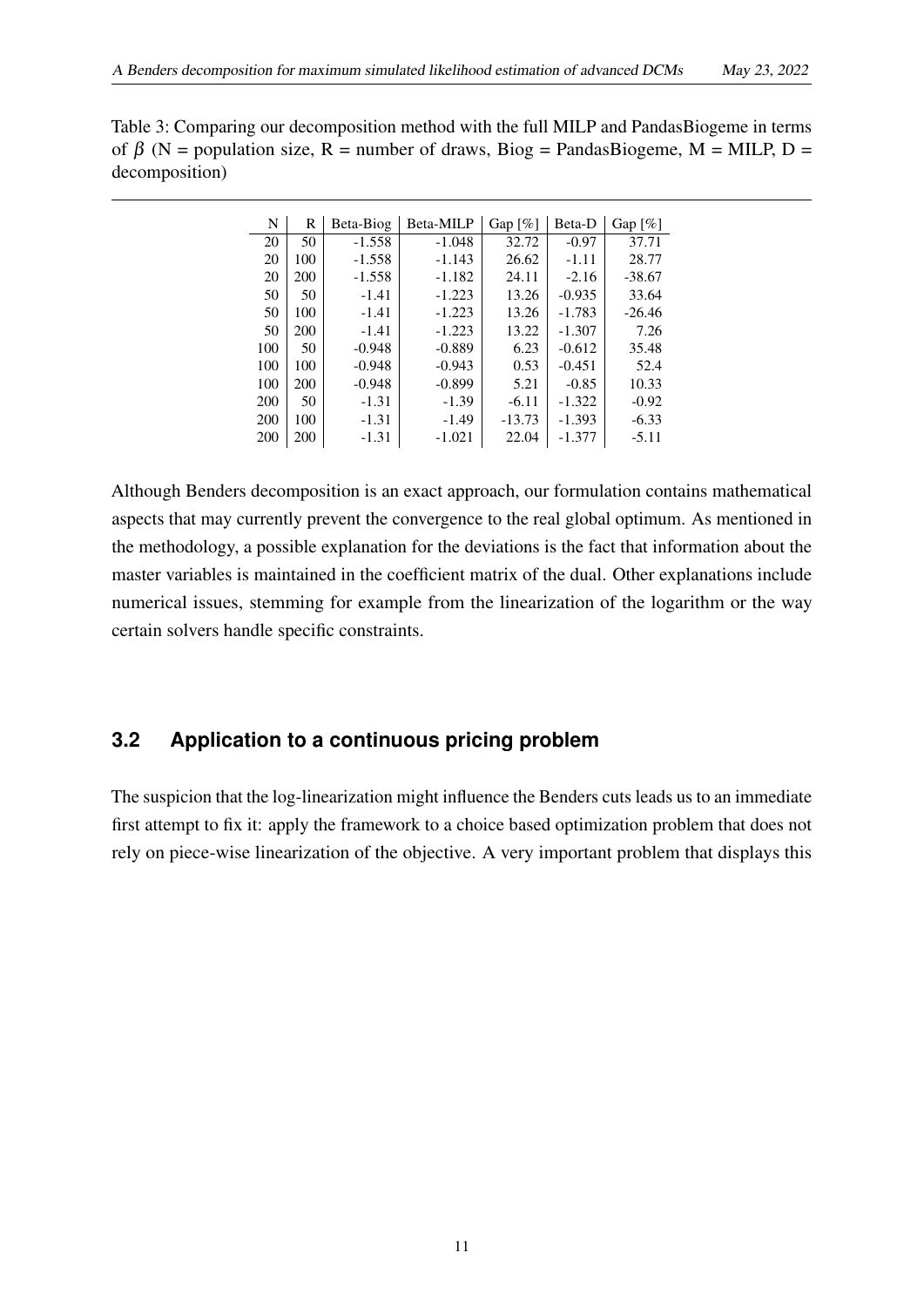Table 3: Comparing our decomposition method with the full MILP and PandasBiogeme in terms of $\beta$ (N = population size, R = number of draws, Biog = PandasBiogeme, M = MILP, D = decomposition)

| N | R | Beta-Biog | Beta-MILP | Gap [%] | Beta-D | Gap [%] |
|---|---|---|---|---|---|---|
| 20 | 50 | -1.558 | -1.048 | 32.72 | -0.97 | 37.71 |
| 20 | 100 | -1.558 | -1.143 | 26.62 | -1.11 | 28.77 |
| 20 | 200 | -1.558 | -1.182 | 24.11 | -2.16 | -38.67 |
| 50 | 50 | -1.41 | -1.223 | 13.26 | -0.935 | 33.64 |
| 50 | 100 | -1.41 | -1.223 | 13.26 | -1.783 | -26.46 |
| 50 | 200 | -1.41 | -1.223 | 13.22 | -1.307 | 7.26 |
| 100 | 50 | -0.948 | -0.889 | 6.23 | -0.612 | 35.48 |
| 100 | 100 | -0.948 | -0.943 | 0.53 | -0.451 | 52.4 |
| 100 | 200 | -0.948 | -0.899 | 5.21 | -0.85 | 10.33 |
| 200 | 50 | -1.31 | -1.39 | -6.11 | -1.322 | -0.92 |
| 200 | 100 | -1.31 | -1.49 | -13.73 | -1.393 | -6.33 |
| 200 | 200 | -1.31 | -1.021 | 22.04 | -1.377 | -5.11 |

Although Benders decomposition is an exact approach, our formulation contains mathematical aspects that may currently prevent the convergence to the real global optimum. As mentioned in the methodology, a possible explanation for the deviations is the fact that information about the master variables is maintained in the coefficient matrix of the dual. Other explanations include numerical issues, stemming for example from the linearization of the logarithm or the way certain solvers handle specific constraints.

## 3.2 Application to a continuous pricing problem

The suspicion that the log-linearization might influence the Benders cuts leads us to an immediate first attempt to fix it: apply the framework to a choice based optimization problem that does not rely on piece-wise linearization of the objective. A very important problem that displays this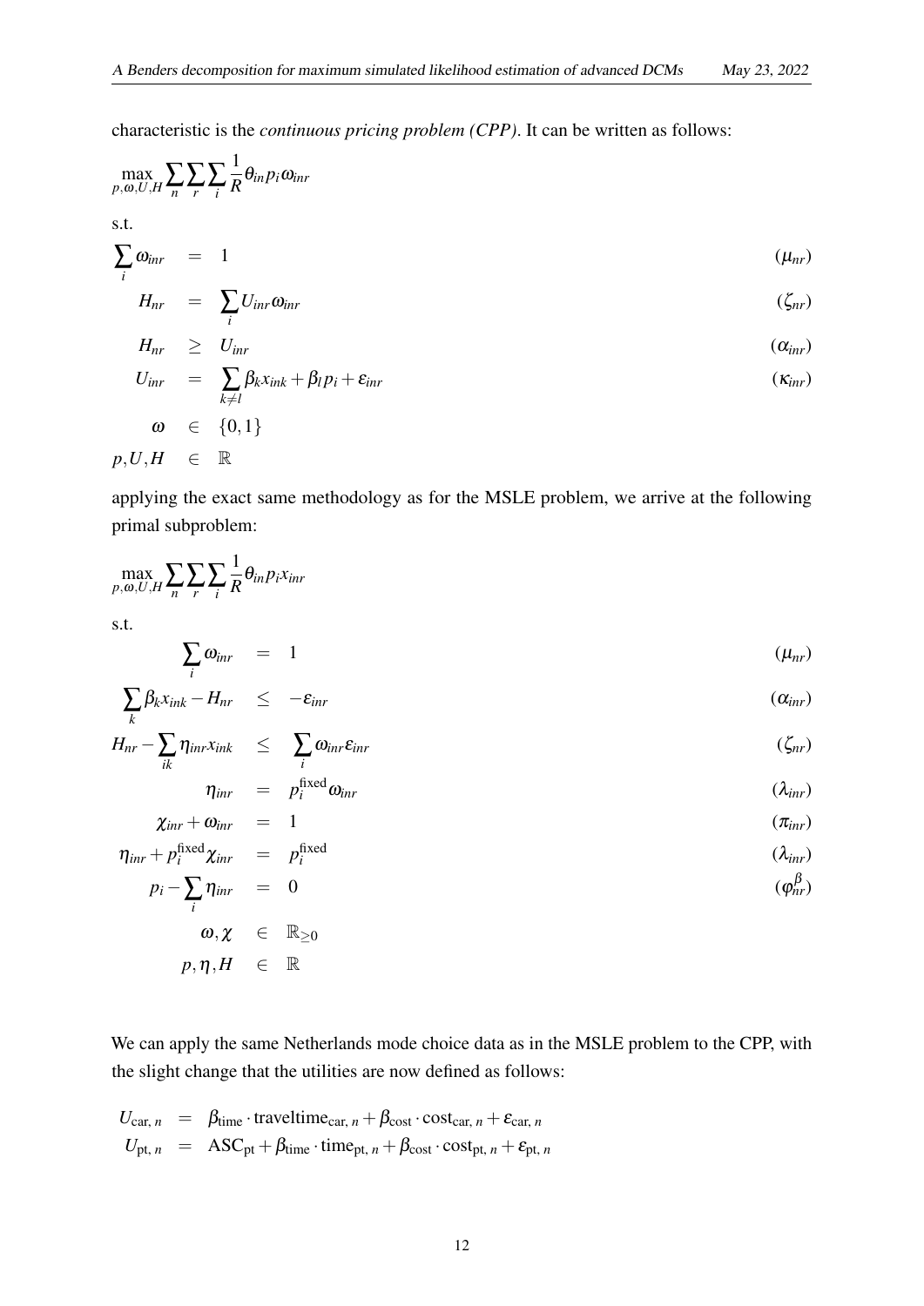characteristic is the *continuous pricing problem (CPP)*. It can be written as follows:

$$\max_{p,\omega,U,H} \sum_n \sum_r \sum_i \frac{1}{R} \theta_{in} p_i \omega_{inr}$$

s.t.

$$
\begin{aligned}
\sum_i \omega_{inr} &= 1 && (\mu_{nr}) \\
H_{nr} &= \sum_i U_{inr} \omega_{inr} && (\zeta_{nr}) \\
H_{nr} &\geq U_{inr} && (\alpha_{inr}) \\
U_{inr} &= \sum_{k \neq l} \beta_k x_{ink} + \beta_l p_i + \varepsilon_{inr} && (\kappa_{inr}) \\
\omega &\in \{0,1\} \\
p, U, H &\in \mathbb{R}
\end{aligned}
$$

applying the exact same methodology as for the MSLE problem, we arrive at the following primal subproblem:

$$\max_{p,\omega,U,H} \sum_n \sum_r \sum_i \frac{1}{R} \theta_{in} p_i x_{inr}$$

s.t.

$$
\begin{aligned}
\sum_i \omega_{inr} &= 1 && (\mu_{nr}) \\
\sum_k \beta_k x_{ink} - H_{nr} &\leq -\varepsilon_{inr} && (\alpha_{inr}) \\
H_{nr} - \sum_{ik} \eta_{inr} x_{ink} &\leq \sum_i \omega_{inr} \varepsilon_{inr} && (\zeta_{nr}) \\
\eta_{inr} &= p_i^{\text{fixed}} \omega_{inr} && (\lambda_{inr}) \\
\chi_{inr} + \omega_{inr} &= 1 && (\pi_{inr}) \\
\eta_{inr} + p_i^{\text{fixed}} \chi_{inr} &= p_i^{\text{fixed}} && (\lambda_{inr}) \\
p_i - \sum_i \eta_{inr} &= 0 && (\varphi_{nr}^{\beta}) \\
\omega, \chi &\in \mathbb{R}_{\geq 0} \\
p, \eta, H &\in \mathbb{R}
\end{aligned}
$$

We can apply the same Netherlands mode choice data as in the MSLE problem to the CPP, with the slight change that the utilities are now defined as follows:

$$
\begin{aligned}
U_{\text{car},\, n} &= \beta_{\text{time}} \cdot \text{traveltime}_{\text{car},\, n} + \beta_{\text{cost}} \cdot \text{cost}_{\text{car},\, n} + \varepsilon_{\text{car},\, n} \\
U_{\text{pt},\, n} &= \text{ASC}_{\text{pt}} + \beta_{\text{time}} \cdot \text{time}_{\text{pt},\, n} + \beta_{\text{cost}} \cdot \text{cost}_{\text{pt},\, n} + \varepsilon_{\text{pt},\, n}
\end{aligned}
$$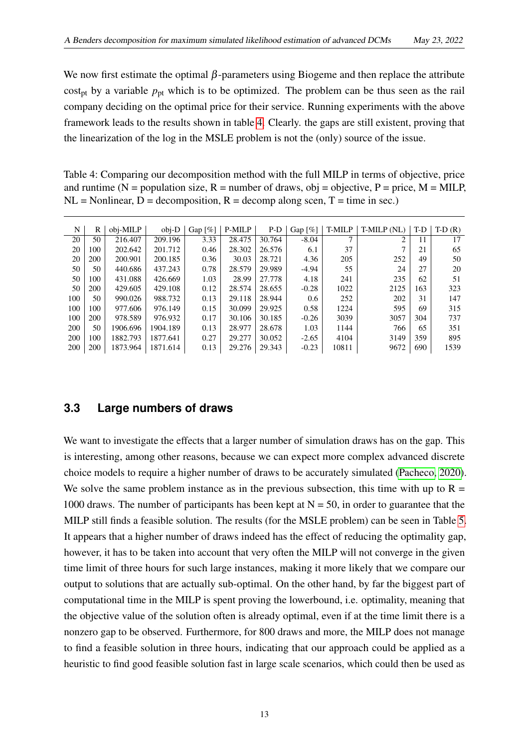We now first estimate the optimal $\beta$-parameters using Biogeme and then replace the attribute $\text{cost}_{\text{pt}}$ by a variable $p_{\text{pt}}$ which is to be optimized. The problem can be thus seen as the rail company deciding on the optimal price for their service. Running experiments with the above framework leads to the results shown in table 4. Clearly. the gaps are still existent, proving that the linearization of the log in the MSLE problem is not the (only) source of the issue.

Table 4: Comparing our decomposition method with the full MILP in terms of objective, price and runtime (N = population size, R = number of draws, obj = objective, P = price, M = MILP, NL = Nonlinear, D = decomposition, R = decomp along scen, T = time in sec.)

| N | R | obj-MILP | obj-D | Gap [%] | P-MILP | P-D | Gap [%] | T-MILP | T-MILP (NL) | T-D | T-D (R) |
|---|---|---|---|---|---|---|---|---|---|---|---|
| 20 | 50 | 216.407 | 209.196 | 3.33 | 28.475 | 30.764 | -8.04 | 7 | 2 | 11 | 17 |
| 20 | 100 | 202.642 | 201.712 | 0.46 | 28.302 | 26.576 | 6.1 | 37 | 7 | 21 | 65 |
| 20 | 200 | 200.901 | 200.185 | 0.36 | 30.03 | 28.721 | 4.36 | 205 | 252 | 49 | 50 |
| 50 | 50 | 440.686 | 437.243 | 0.78 | 28.579 | 29.989 | -4.94 | 55 | 24 | 27 | 20 |
| 50 | 100 | 431.088 | 426.669 | 1.03 | 28.99 | 27.778 | 4.18 | 241 | 235 | 62 | 51 |
| 50 | 200 | 429.605 | 429.108 | 0.12 | 28.574 | 28.655 | -0.28 | 1022 | 2125 | 163 | 323 |
| 100 | 50 | 990.026 | 988.732 | 0.13 | 29.118 | 28.944 | 0.6 | 252 | 202 | 31 | 147 |
| 100 | 100 | 977.606 | 976.149 | 0.15 | 30.099 | 29.925 | 0.58 | 1224 | 595 | 69 | 315 |
| 100 | 200 | 978.589 | 976.932 | 0.17 | 30.106 | 30.185 | -0.26 | 3039 | 3057 | 304 | 737 |
| 200 | 50 | 1906.696 | 1904.189 | 0.13 | 28.977 | 28.678 | 1.03 | 1144 | 766 | 65 | 351 |
| 200 | 100 | 1882.793 | 1877.641 | 0.27 | 29.277 | 30.052 | -2.65 | 4104 | 3149 | 359 | 895 |
| 200 | 200 | 1873.964 | 1871.614 | 0.13 | 29.276 | 29.343 | -0.23 | 10811 | 9672 | 690 | 1539 |

### 3.3 Large numbers of draws

We want to investigate the effects that a larger number of simulation draws has on the gap. This is interesting, among other reasons, because we can expect more complex advanced discrete choice models to require a higher number of draws to be accurately simulated (Pacheco, 2020). We solve the same problem instance as in the previous subsection, this time with up to R = 1000 draws. The number of participants has been kept at N = 50, in order to guarantee that the MILP still finds a feasible solution. The results (for the MSLE problem) can be seen in Table 5. It appears that a higher number of draws indeed has the effect of reducing the optimality gap, however, it has to be taken into account that very often the MILP will not converge in the given time limit of three hours for such large instances, making it more likely that we compare our output to solutions that are actually sub-optimal. On the other hand, by far the biggest part of computational time in the MILP is spent proving the lowerbound, i.e. optimality, meaning that the objective value of the solution often is already optimal, even if at the time limit there is a nonzero gap to be observed. Furthermore, for 800 draws and more, the MILP does not manage to find a feasible solution in three hours, indicating that our approach could be applied as a heuristic to find good feasible solution fast in large scale scenarios, which could then be used as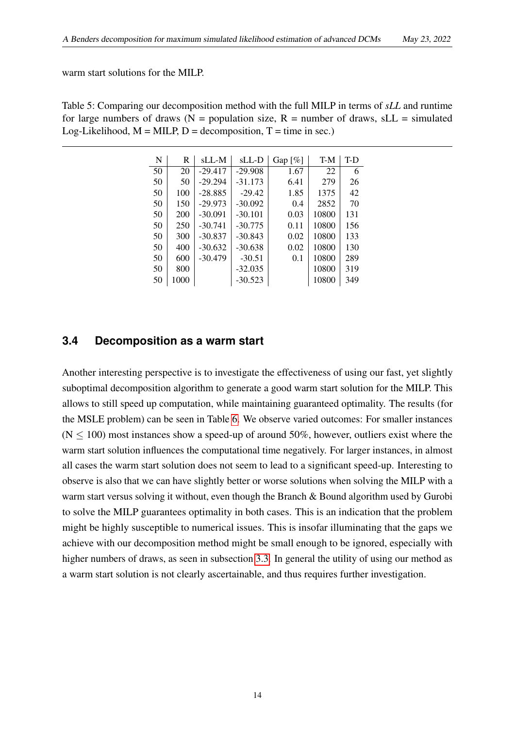warm start solutions for the MILP.

Table 5: Comparing our decomposition method with the full MILP in terms of *sLL* and runtime for large numbers of draws (N = population size, R = number of draws, sLL = simulated Log-Likelihood, M = MILP, D = decomposition, T = time in sec.)

| N | R | sLL-M | sLL-D | Gap [%] | T-M | T-D |
|---|---|---|---|---|---|---|
| 50 | 20 | -29.417 | -29.908 | 1.67 | 22 | 6 |
| 50 | 50 | -29.294 | -31.173 | 6.41 | 279 | 26 |
| 50 | 100 | -28.885 | -29.42 | 1.85 | 1375 | 42 |
| 50 | 150 | -29.973 | -30.092 | 0.4 | 2852 | 70 |
| 50 | 200 | -30.091 | -30.101 | 0.03 | 10800 | 131 |
| 50 | 250 | -30.741 | -30.775 | 0.11 | 10800 | 156 |
| 50 | 300 | -30.837 | -30.843 | 0.02 | 10800 | 133 |
| 50 | 400 | -30.632 | -30.638 | 0.02 | 10800 | 130 |
| 50 | 600 | -30.479 | -30.51 | 0.1 | 10800 | 289 |
| 50 | 800 | | -32.035 | | 10800 | 319 |
| 50 | 1000 | | -30.523 | | 10800 | 349 |

## 3.4 Decomposition as a warm start

Another interesting perspective is to investigate the effectiveness of using our fast, yet slightly suboptimal decomposition algorithm to generate a good warm start solution for the MILP. This allows to still speed up computation, while maintaining guaranteed optimality. The results (for the MSLE problem) can be seen in Table 6. We observe varied outcomes: For smaller instances ($N \leq 100$) most instances show a speed-up of around 50%, however, outliers exist where the warm start solution influences the computational time negatively. For larger instances, in almost all cases the warm start solution does not seem to lead to a significant speed-up. Interesting to observe is also that we can have slightly better or worse solutions when solving the MILP with a warm start versus solving it without, even though the Branch & Bound algorithm used by Gurobi to solve the MILP guarantees optimality in both cases. This is an indication that the problem might be highly susceptible to numerical issues. This is insofar illuminating that the gaps we achieve with our decomposition method might be small enough to be ignored, especially with higher numbers of draws, as seen in subsection 3.3. In general the utility of using our method as a warm start solution is not clearly ascertainable, and thus requires further investigation.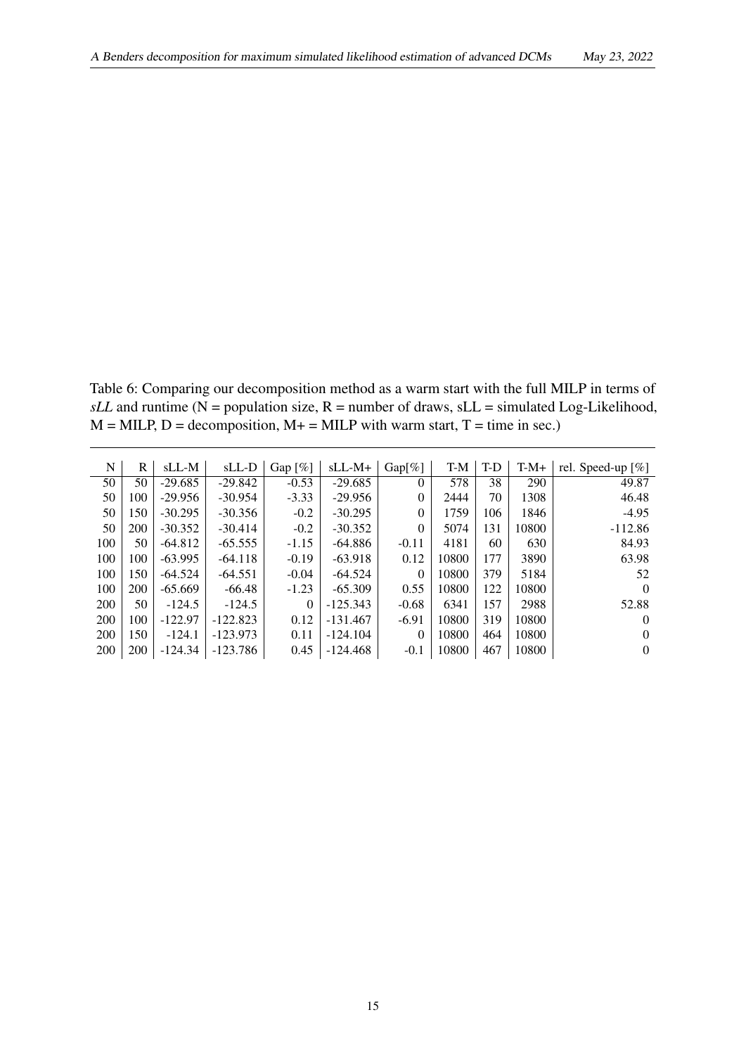Table 6: Comparing our decomposition method as a warm start with the full MILP in terms of *sLL* and runtime (N = population size, R = number of draws, sLL = simulated Log-Likelihood, M = MILP, D = decomposition, M+ = MILP with warm start, T = time in sec.)

| N | R | sLL-M | sLL-D | Gap [%] | sLL-M+ | Gap[%] | T-M | T-D | T-M+ | rel. Speed-up [%] |
|---|---|---|---|---|---|---|---|---|---|---|
| 50 | 50 | -29.685 | -29.842 | -0.53 | -29.685 | 0 | 578 | 38 | 290 | 49.87 |
| 50 | 100 | -29.956 | -30.954 | -3.33 | -29.956 | 0 | 2444 | 70 | 1308 | 46.48 |
| 50 | 150 | -30.295 | -30.356 | -0.2 | -30.295 | 0 | 1759 | 106 | 1846 | -4.95 |
| 50 | 200 | -30.352 | -30.414 | -0.2 | -30.352 | 0 | 5074 | 131 | 10800 | -112.86 |
| 100 | 50 | -64.812 | -65.555 | -1.15 | -64.886 | -0.11 | 4181 | 60 | 630 | 84.93 |
| 100 | 100 | -63.995 | -64.118 | -0.19 | -63.918 | 0.12 | 10800 | 177 | 3890 | 63.98 |
| 100 | 150 | -64.524 | -64.551 | -0.04 | -64.524 | 0 | 10800 | 379 | 5184 | 52 |
| 100 | 200 | -65.669 | -66.48 | -1.23 | -65.309 | 0.55 | 10800 | 122 | 10800 | 0 |
| 200 | 50 | -124.5 | -124.5 | 0 | -125.343 | -0.68 | 6341 | 157 | 2988 | 52.88 |
| 200 | 100 | -122.97 | -122.823 | 0.12 | -131.467 | -6.91 | 10800 | 319 | 10800 | 0 |
| 200 | 150 | -124.1 | -123.973 | 0.11 | -124.104 | 0 | 10800 | 464 | 10800 | 0 |
| 200 | 200 | -124.34 | -123.786 | 0.45 | -124.468 | -0.1 | 10800 | 467 | 10800 | 0 |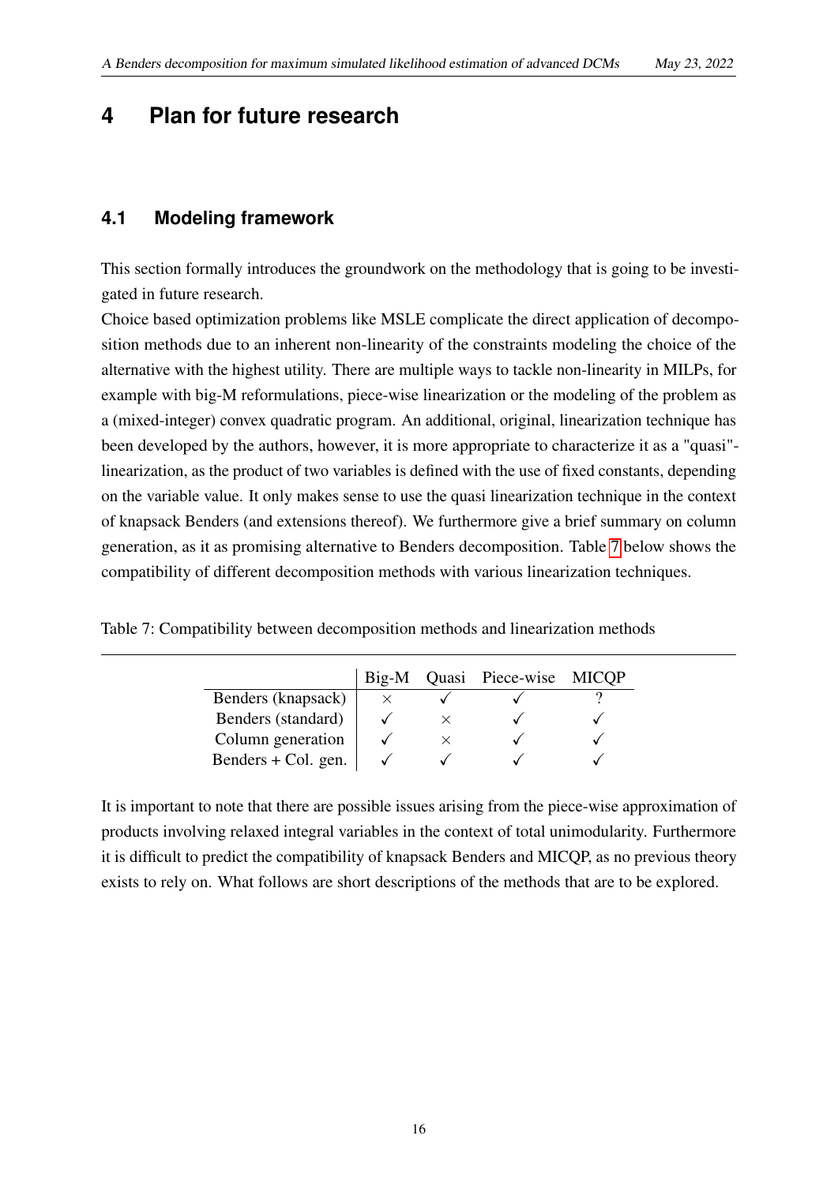# 4 Plan for future research

## 4.1 Modeling framework

This section formally introduces the groundwork on the methodology that is going to be investigated in future research.

Choice based optimization problems like MSLE complicate the direct application of decomposition methods due to an inherent non-linearity of the constraints modeling the choice of the alternative with the highest utility. There are multiple ways to tackle non-linearity in MILPs, for example with big-M reformulations, piece-wise linearization or the modeling of the problem as a (mixed-integer) convex quadratic program. An additional, original, linearization technique has been developed by the authors, however, it is more appropriate to characterize it as a "quasi"-linearization, as the product of two variables is defined with the use of fixed constants, depending on the variable value. It only makes sense to use the quasi linearization technique in the context of knapsack Benders (and extensions thereof). We furthermore give a brief summary on column generation, as it as promising alternative to Benders decomposition. Table 7 below shows the compatibility of different decomposition methods with various linearization techniques.

Table 7: Compatibility between decomposition methods and linearization methods

| | Big-M | Quasi | Piece-wise | MICQP |
|---|---|---|---|---|
| Benders (knapsack) | × | ✓ | ✓ | ? |
| Benders (standard) | ✓ | × | ✓ | ✓ |
| Column generation | ✓ | × | ✓ | ✓ |
| Benders + Col. gen. | ✓ | ✓ | ✓ | ✓ |

It is important to note that there are possible issues arising from the piece-wise approximation of products involving relaxed integral variables in the context of total unimodularity. Furthermore it is difficult to predict the compatibility of knapsack Benders and MICQP, as no previous theory exists to rely on. What follows are short descriptions of the methods that are to be explored.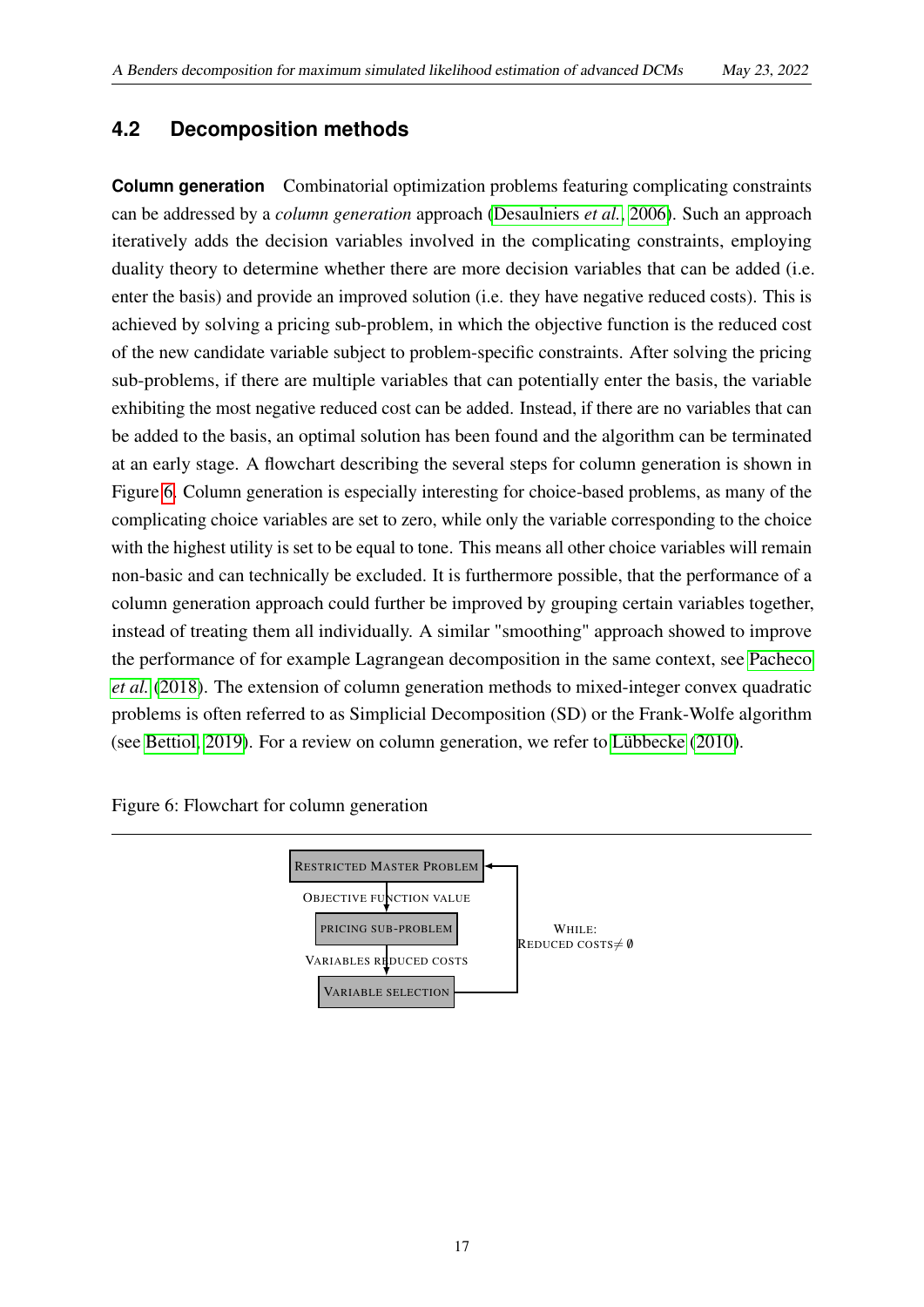## 4.2 Decomposition methods

**Column generation** Combinatorial optimization problems featuring complicating constraints can be addressed by a *column generation* approach (Desaulniers *et al.*, 2006). Such an approach iteratively adds the decision variables involved in the complicating constraints, employing duality theory to determine whether there are more decision variables that can be added (i.e. enter the basis) and provide an improved solution (i.e. they have negative reduced costs). This is achieved by solving a pricing sub-problem, in which the objective function is the reduced cost of the new candidate variable subject to problem-specific constraints. After solving the pricing sub-problems, if there are multiple variables that can potentially enter the basis, the variable exhibiting the most negative reduced cost can be added. Instead, if there are no variables that can be added to the basis, an optimal solution has been found and the algorithm can be terminated at an early stage. A flowchart describing the several steps for column generation is shown in Figure 6. Column generation is especially interesting for choice-based problems, as many of the complicating choice variables are set to zero, while only the variable corresponding to the choice with the highest utility is set to be equal to tone. This means all other choice variables will remain non-basic and can technically be excluded. It is furthermore possible, that the performance of a column generation approach could further be improved by grouping certain variables together, instead of treating them all individually. A similar "smoothing" approach showed to improve the performance of for example Lagrangean decomposition in the same context, see Pacheco *et al.* (2018). The extension of column generation methods to mixed-integer convex quadratic problems is often referred to as Simplicial Decomposition (SD) or the Frank-Wolfe algorithm (see Bettiol, 2019). For a review on column generation, we refer to Lübbecke (2010).

Figure 6: Flowchart for column generation

Restricted Master Problem → (Objective function value) → Pricing sub-problem → (Variables reduced costs) → Variable selection → back to Restricted Master Problem (While: Reduced costs $\neq \emptyset$)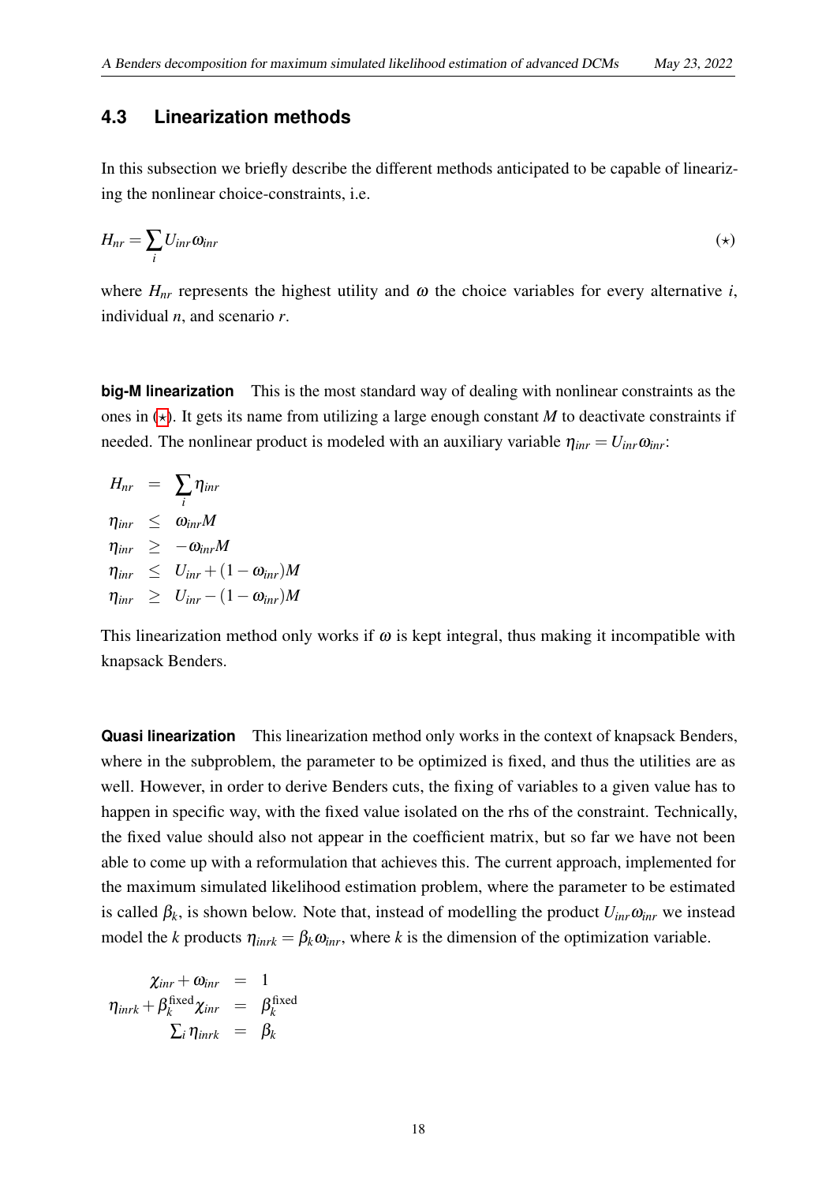## 4.3 Linearization methods

In this subsection we briefly describe the different methods anticipated to be capable of linearizing the nonlinear choice-constraints, i.e.

$$H_{nr} = \sum_{i} U_{inr}\omega_{inr} \tag{$\star$}$$

where $H_{nr}$ represents the highest utility and $\omega$ the choice variables for every alternative $i$, individual $n$, and scenario $r$.

**big-M linearization** This is the most standard way of dealing with nonlinear constraints as the ones in ($\star$). It gets its name from utilizing a large enough constant $M$ to deactivate constraints if needed. The nonlinear product is modeled with an auxiliary variable $\eta_{inr} = U_{inr}\omega_{inr}$:

$$
\begin{aligned}
H_{nr} &= \sum_{i} \eta_{inr} \\
\eta_{inr} &\leq \omega_{inr} M \\
\eta_{inr} &\geq -\omega_{inr} M \\
\eta_{inr} &\leq U_{inr} + (1-\omega_{inr})M \\
\eta_{inr} &\geq U_{inr} - (1-\omega_{inr})M
\end{aligned}
$$

This linearization method only works if $\omega$ is kept integral, thus making it incompatible with knapsack Benders.

**Quasi linearization** This linearization method only works in the context of knapsack Benders, where in the subproblem, the parameter to be optimized is fixed, and thus the utilities are as well. However, in order to derive Benders cuts, the fixing of variables to a given value has to happen in specific way, with the fixed value isolated on the rhs of the constraint. Technically, the fixed value should also not appear in the coefficient matrix, but so far we have not been able to come up with a reformulation that achieves this. The current approach, implemented for the maximum simulated likelihood estimation problem, where the parameter to be estimated is called $\beta_k$, is shown below. Note that, instead of modelling the product $U_{inr}\omega_{inr}$ we instead model the $k$ products $\eta_{inrk} = \beta_k \omega_{inr}$, where $k$ is the dimension of the optimization variable.

$$
\begin{aligned}
\chi_{inr} + \omega_{inr} &= 1 \\
\eta_{inrk} + \beta_k^{\text{fixed}} \chi_{inr} &= \beta_k^{\text{fixed}} \\
\textstyle\sum_i \eta_{inrk} &= \beta_k
\end{aligned}
$$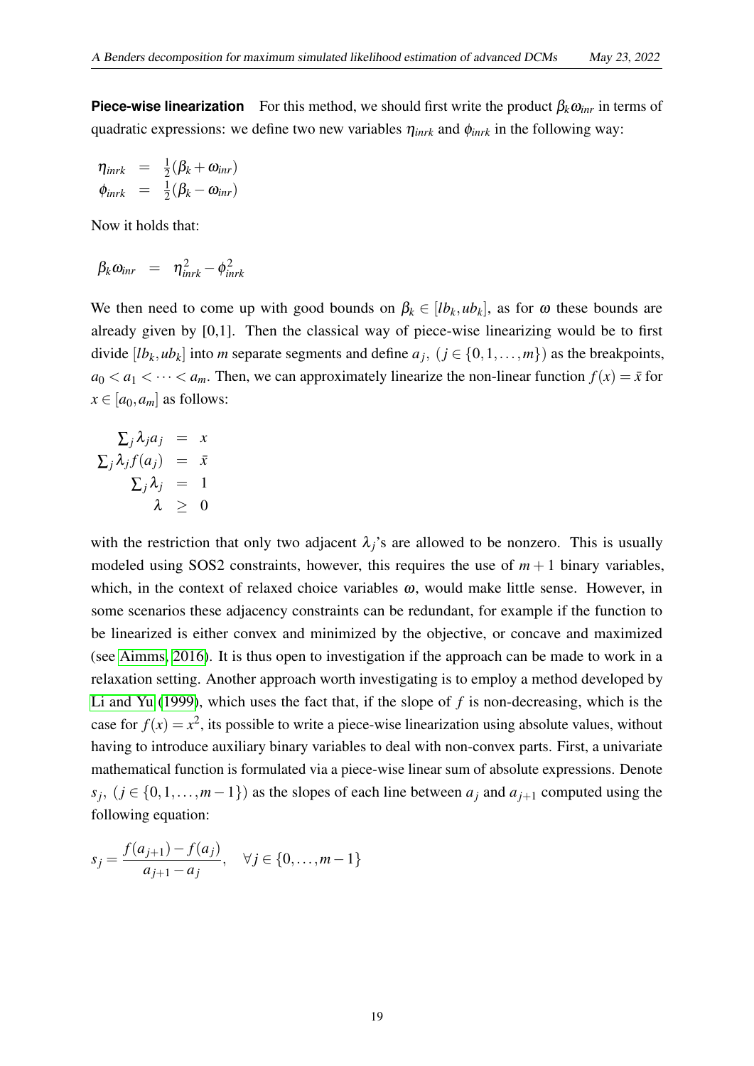**Piece-wise linearization** For this method, we should first write the product $\beta_k \omega_{inr}$ in terms of quadratic expressions: we define two new variables $\eta_{inrk}$ and $\phi_{inrk}$ in the following way:

$$
\begin{aligned}
\eta_{inrk} &= \tfrac{1}{2}(\beta_k + \omega_{inr}) \\
\phi_{inrk} &= \tfrac{1}{2}(\beta_k - \omega_{inr})
\end{aligned}
$$

Now it holds that:

$$
\beta_k \omega_{inr} = \eta_{inrk}^2 - \phi_{inrk}^2
$$

We then need to come up with good bounds on $\beta_k \in [lb_k, ub_k]$, as for $\omega$ these bounds are already given by [0,1]. Then the classical way of piece-wise linearizing would be to first divide $[lb_k, ub_k]$ into $m$ separate segments and define $a_j$, $(j \in \{0, 1, \dots, m\})$ as the breakpoints, $a_0 < a_1 < \dots < a_m$. Then, we can approximately linearize the non-linear function $f(x) = \bar{x}$ for $x \in [a_0, a_m]$ as follows:

$$
\begin{aligned}
\textstyle\sum_j \lambda_j a_j &= x \\
\textstyle\sum_j \lambda_j f(a_j) &= \bar{x} \\
\textstyle\sum_j \lambda_j &= 1 \\
\lambda &\geq 0
\end{aligned}
$$

with the restriction that only two adjacent $\lambda_j$'s are allowed to be nonzero. This is usually modeled using SOS2 constraints, however, this requires the use of $m+1$ binary variables, which, in the context of relaxed choice variables $\omega$, would make little sense. However, in some scenarios these adjacency constraints can be redundant, for example if the function to be linearized is either convex and minimized by the objective, or concave and maximized (see Aimms, 2016). It is thus open to investigation if the approach can be made to work in a relaxation setting. Another approach worth investigating is to employ a method developed by Li and Yu (1999), which uses the fact that, if the slope of $f$ is non-decreasing, which is the case for $f(x) = x^2$, its possible to write a piece-wise linearization using absolute values, without having to introduce auxiliary binary variables to deal with non-convex parts. First, a univariate mathematical function is formulated via a piece-wise linear sum of absolute expressions. Denote $s_j$, $(j \in \{0, 1, \dots, m-1\})$ as the slopes of each line between $a_j$ and $a_{j+1}$ computed using the following equation:

$$
s_j = \frac{f(a_{j+1}) - f(a_j)}{a_{j+1} - a_j}, \quad \forall j \in \{0, \dots, m-1\}
$$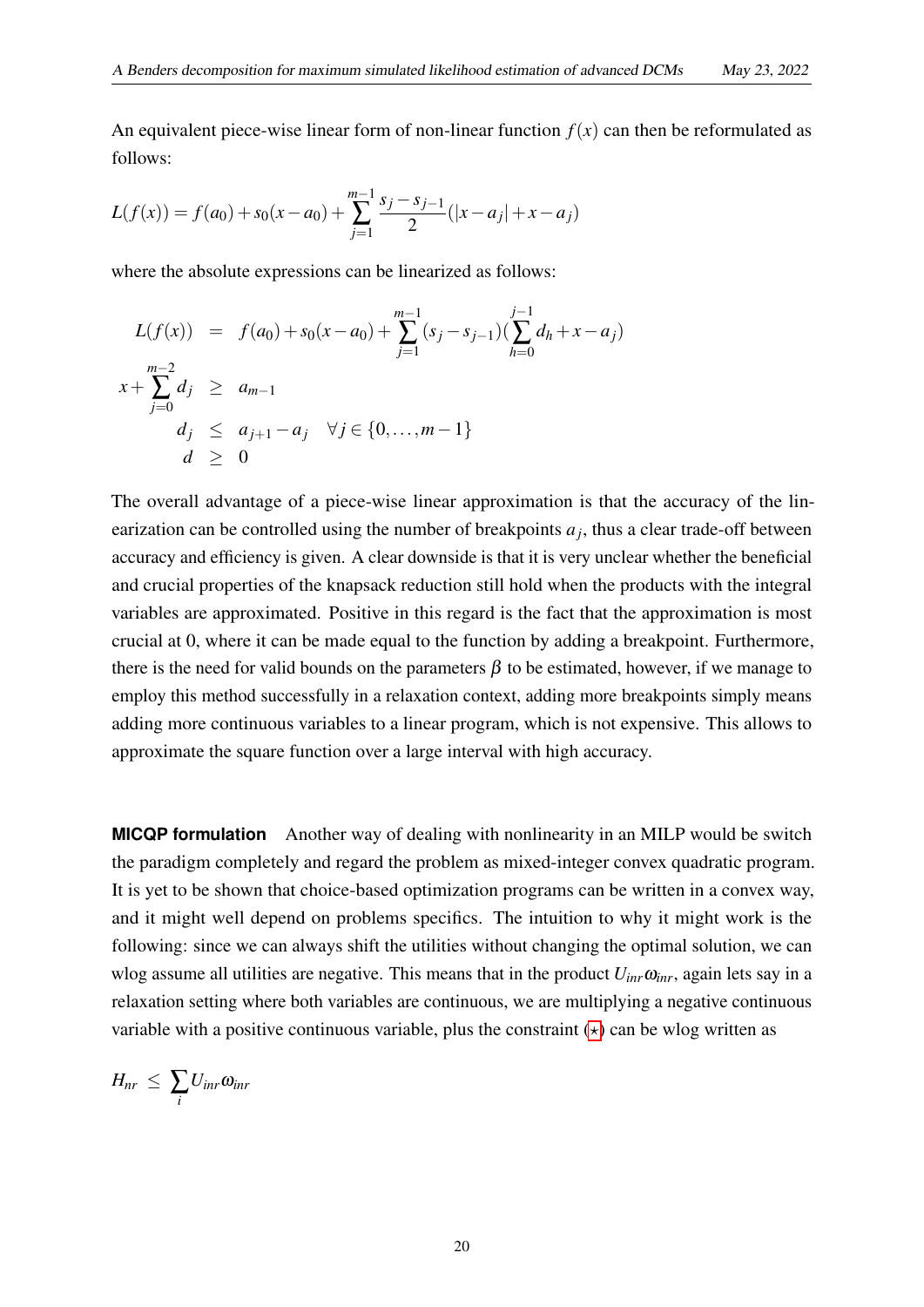An equivalent piece-wise linear form of non-linear function $f(x)$ can then be reformulated as follows:

$$L(f(x)) = f(a_0) + s_0(x - a_0) + \sum_{j=1}^{m-1} \frac{s_j - s_{j-1}}{2}(|x - a_j| + x - a_j)$$

where the absolute expressions can be linearized as follows:

$$\begin{aligned}
L(f(x)) &= f(a_0) + s_0(x - a_0) + \sum_{j=1}^{m-1}(s_j - s_{j-1})(\sum_{h=0}^{j-1} d_h + x - a_j) \\
x + \sum_{j=0}^{m-2} d_j &\geq a_{m-1} \\
d_j &\leq a_{j+1} - a_j \quad \forall j \in \{0, \ldots, m-1\} \\
d &\geq 0
\end{aligned}$$

The overall advantage of a piece-wise linear approximation is that the accuracy of the linearization can be controlled using the number of breakpoints $a_j$, thus a clear trade-off between accuracy and efficiency is given. A clear downside is that it is very unclear whether the beneficial and crucial properties of the knapsack reduction still hold when the products with the integral variables are approximated. Positive in this regard is the fact that the approximation is most crucial at 0, where it can be made equal to the function by adding a breakpoint. Furthermore, there is the need for valid bounds on the parameters $\beta$ to be estimated, however, if we manage to employ this method successfully in a relaxation context, adding more breakpoints simply means adding more continuous variables to a linear program, which is not expensive. This allows to approximate the square function over a large interval with high accuracy.

**MICQP formulation** Another way of dealing with nonlinearity in an MILP would be switch the paradigm completely and regard the problem as mixed-integer convex quadratic program. It is yet to be shown that choice-based optimization programs can be written in a convex way, and it might well depend on problems specifics. The intuition to why it might work is the following: since we can always shift the utilities without changing the optimal solution, we can wlog assume all utilities are negative. This means that in the product $U_{inr}\omega_{inr}$, again lets say in a relaxation setting where both variables are continuous, we are multiplying a negative continuous variable with a positive continuous variable, plus the constraint ($\star$) can be wlog written as

$$H_{nr} \leq \sum_i U_{inr}\omega_{inr}$$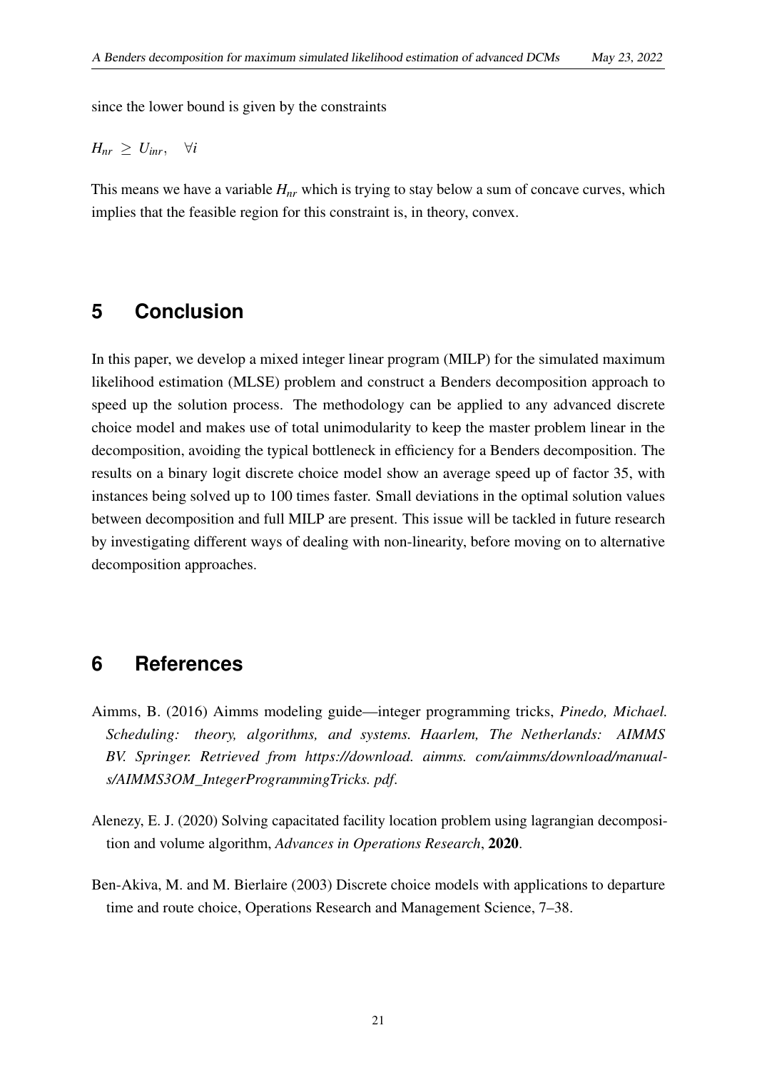since the lower bound is given by the constraints

$$H_{nr} \geq U_{inr}, \quad \forall i$$

This means we have a variable $H_{nr}$ which is trying to stay below a sum of concave curves, which implies that the feasible region for this constraint is, in theory, convex.

# 5 Conclusion

In this paper, we develop a mixed integer linear program (MILP) for the simulated maximum likelihood estimation (MLSE) problem and construct a Benders decomposition approach to speed up the solution process. The methodology can be applied to any advanced discrete choice model and makes use of total unimodularity to keep the master problem linear in the decomposition, avoiding the typical bottleneck in efficiency for a Benders decomposition. The results on a binary logit discrete choice model show an average speed up of factor 35, with instances being solved up to 100 times faster. Small deviations in the optimal solution values between decomposition and full MILP are present. This issue will be tackled in future research by investigating different ways of dealing with non-linearity, before moving on to alternative decomposition approaches.

# 6 References

Aimms, B. (2016) Aimms modeling guide—integer programming tricks, *Pinedo, Michael. Scheduling: theory, algorithms, and systems. Haarlem, The Netherlands: AIMMS BV. Springer. Retrieved from https://download. aimms. com/aimms/download/manuals/AIMMS3OM_IntegerProgrammingTricks. pdf*.

Alenezy, E. J. (2020) Solving capacitated facility location problem using lagrangian decomposition and volume algorithm, *Advances in Operations Research*, **2020**.

Ben-Akiva, M. and M. Bierlaire (2003) Discrete choice models with applications to departure time and route choice, Operations Research and Management Science, 7–38.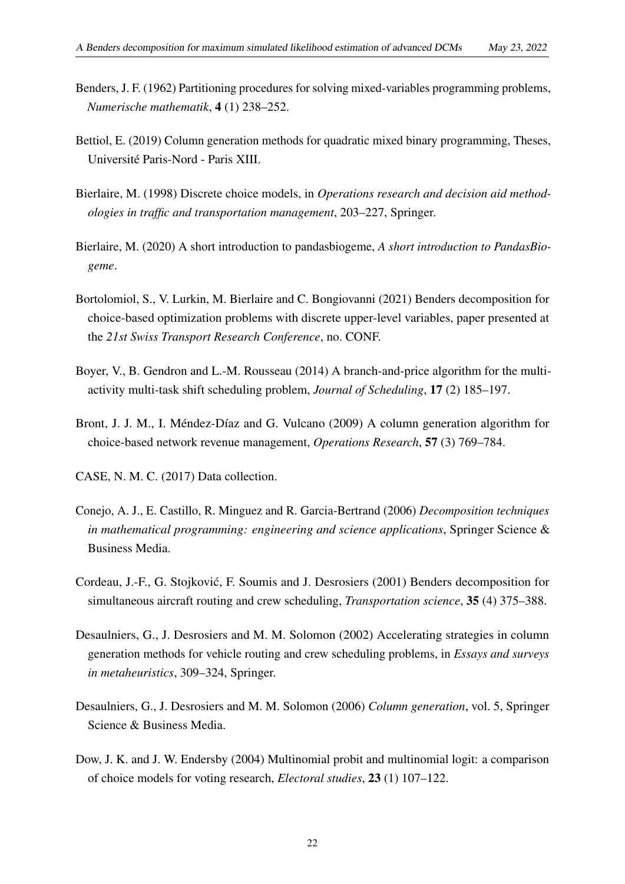Benders, J. F. (1962) Partitioning procedures for solving mixed-variables programming problems, *Numerische mathematik*, **4** (1) 238–252.

Bettiol, E. (2019) Column generation methods for quadratic mixed binary programming, Theses, Université Paris-Nord - Paris XIII.

Bierlaire, M. (1998) Discrete choice models, in *Operations research and decision aid methodologies in traffic and transportation management*, 203–227, Springer.

Bierlaire, M. (2020) A short introduction to pandasbiogeme, *A short introduction to PandasBiogeme*.

Bortolomiol, S., V. Lurkin, M. Bierlaire and C. Bongiovanni (2021) Benders decomposition for choice-based optimization problems with discrete upper-level variables, paper presented at the *21st Swiss Transport Research Conference*, no. CONF.

Boyer, V., B. Gendron and L.-M. Rousseau (2014) A branch-and-price algorithm for the multi-activity multi-task shift scheduling problem, *Journal of Scheduling*, **17** (2) 185–197.

Bront, J. J. M., I. Méndez-Díaz and G. Vulcano (2009) A column generation algorithm for choice-based network revenue management, *Operations Research*, **57** (3) 769–784.

CASE, N. M. C. (2017) Data collection.

Conejo, A. J., E. Castillo, R. Minguez and R. Garcia-Bertrand (2006) *Decomposition techniques in mathematical programming: engineering and science applications*, Springer Science & Business Media.

Cordeau, J.-F., G. Stojković, F. Soumis and J. Desrosiers (2001) Benders decomposition for simultaneous aircraft routing and crew scheduling, *Transportation science*, **35** (4) 375–388.

Desaulniers, G., J. Desrosiers and M. M. Solomon (2002) Accelerating strategies in column generation methods for vehicle routing and crew scheduling problems, in *Essays and surveys in metaheuristics*, 309–324, Springer.

Desaulniers, G., J. Desrosiers and M. M. Solomon (2006) *Column generation*, vol. 5, Springer Science & Business Media.

Dow, J. K. and J. W. Endersby (2004) Multinomial probit and multinomial logit: a comparison of choice models for voting research, *Electoral studies*, **23** (1) 107–122.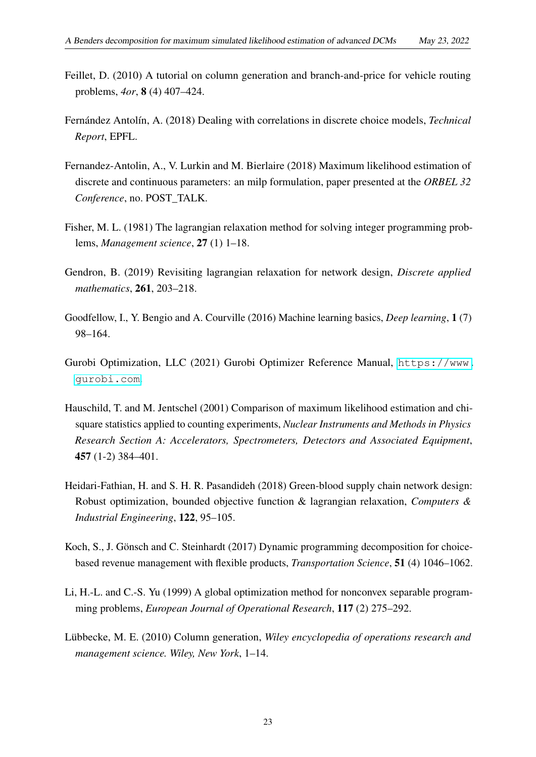Feillet, D. (2010) A tutorial on column generation and branch-and-price for vehicle routing problems, *4or*, **8** (4) 407–424.

Fernández Antolín, A. (2018) Dealing with correlations in discrete choice models, *Technical Report*, EPFL.

Fernandez-Antolin, A., V. Lurkin and M. Bierlaire (2018) Maximum likelihood estimation of discrete and continuous parameters: an milp formulation, paper presented at the *ORBEL 32 Conference*, no. POST_TALK.

Fisher, M. L. (1981) The lagrangian relaxation method for solving integer programming problems, *Management science*, **27** (1) 1–18.

Gendron, B. (2019) Revisiting lagrangian relaxation for network design, *Discrete applied mathematics*, **261**, 203–218.

Goodfellow, I., Y. Bengio and A. Courville (2016) Machine learning basics, *Deep learning*, **1** (7) 98–164.

Gurobi Optimization, LLC (2021) Gurobi Optimizer Reference Manual, https://www.gurobi.com.

Hauschild, T. and M. Jentschel (2001) Comparison of maximum likelihood estimation and chi-square statistics applied to counting experiments, *Nuclear Instruments and Methods in Physics Research Section A: Accelerators, Spectrometers, Detectors and Associated Equipment*, **457** (1-2) 384–401.

Heidari-Fathian, H. and S. H. R. Pasandideh (2018) Green-blood supply chain network design: Robust optimization, bounded objective function & lagrangian relaxation, *Computers & Industrial Engineering*, **122**, 95–105.

Koch, S., J. Gönsch and C. Steinhardt (2017) Dynamic programming decomposition for choice-based revenue management with flexible products, *Transportation Science*, **51** (4) 1046–1062.

Li, H.-L. and C.-S. Yu (1999) A global optimization method for nonconvex separable programming problems, *European Journal of Operational Research*, **117** (2) 275–292.

Lübbecke, M. E. (2010) Column generation, *Wiley encyclopedia of operations research and management science. Wiley, New York*, 1–14.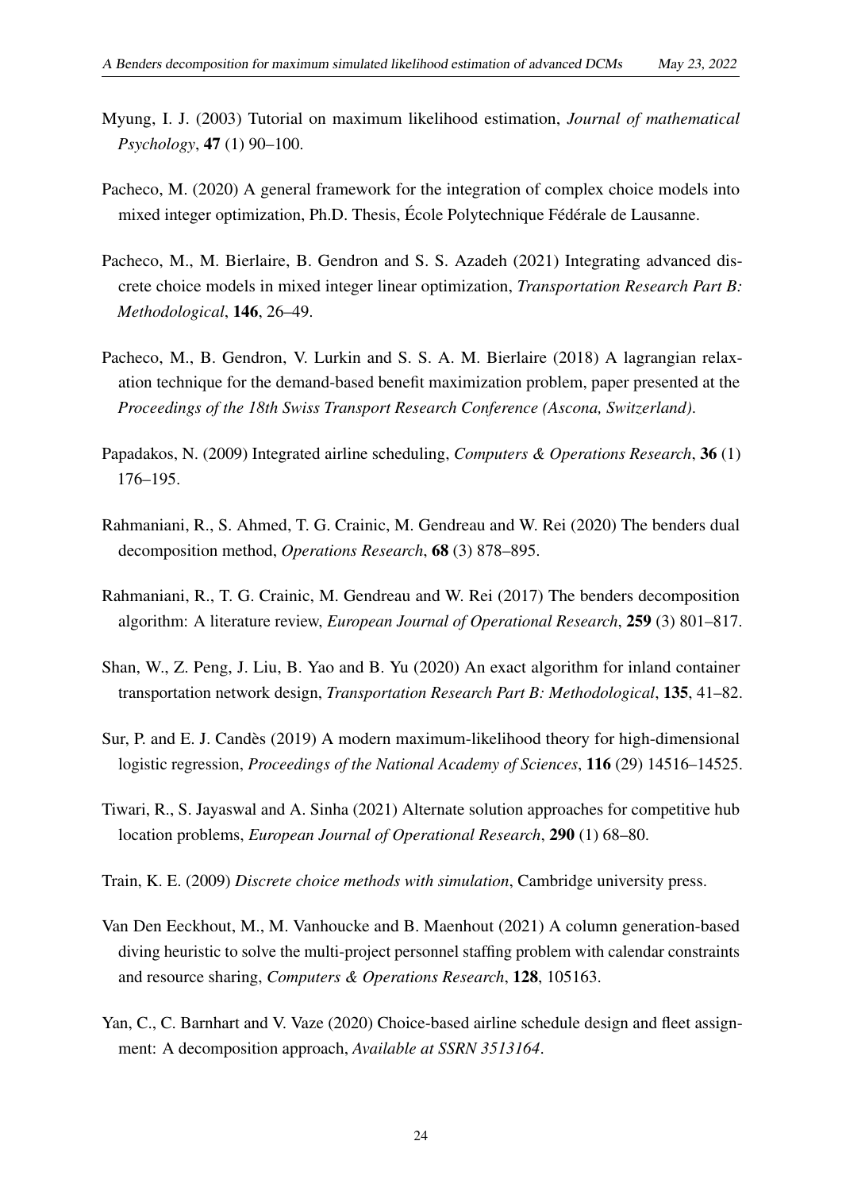Myung, I. J. (2003) Tutorial on maximum likelihood estimation, *Journal of mathematical Psychology*, **47** (1) 90–100.

Pacheco, M. (2020) A general framework for the integration of complex choice models into mixed integer optimization, Ph.D. Thesis, École Polytechnique Fédérale de Lausanne.

Pacheco, M., M. Bierlaire, B. Gendron and S. S. Azadeh (2021) Integrating advanced discrete choice models in mixed integer linear optimization, *Transportation Research Part B: Methodological*, **146**, 26–49.

Pacheco, M., B. Gendron, V. Lurkin and S. S. A. M. Bierlaire (2018) A lagrangian relaxation technique for the demand-based benefit maximization problem, paper presented at the *Proceedings of the 18th Swiss Transport Research Conference (Ascona, Switzerland)*.

Papadakos, N. (2009) Integrated airline scheduling, *Computers & Operations Research*, **36** (1) 176–195.

Rahmaniani, R., S. Ahmed, T. G. Crainic, M. Gendreau and W. Rei (2020) The benders dual decomposition method, *Operations Research*, **68** (3) 878–895.

Rahmaniani, R., T. G. Crainic, M. Gendreau and W. Rei (2017) The benders decomposition algorithm: A literature review, *European Journal of Operational Research*, **259** (3) 801–817.

Shan, W., Z. Peng, J. Liu, B. Yao and B. Yu (2020) An exact algorithm for inland container transportation network design, *Transportation Research Part B: Methodological*, **135**, 41–82.

Sur, P. and E. J. Candès (2019) A modern maximum-likelihood theory for high-dimensional logistic regression, *Proceedings of the National Academy of Sciences*, **116** (29) 14516–14525.

Tiwari, R., S. Jayaswal and A. Sinha (2021) Alternate solution approaches for competitive hub location problems, *European Journal of Operational Research*, **290** (1) 68–80.

Train, K. E. (2009) *Discrete choice methods with simulation*, Cambridge university press.

Van Den Eeckhout, M., M. Vanhoucke and B. Maenhout (2021) A column generation-based diving heuristic to solve the multi-project personnel staffing problem with calendar constraints and resource sharing, *Computers & Operations Research*, **128**, 105163.

Yan, C., C. Barnhart and V. Vaze (2020) Choice-based airline schedule design and fleet assignment: A decomposition approach, *Available at SSRN 3513164*.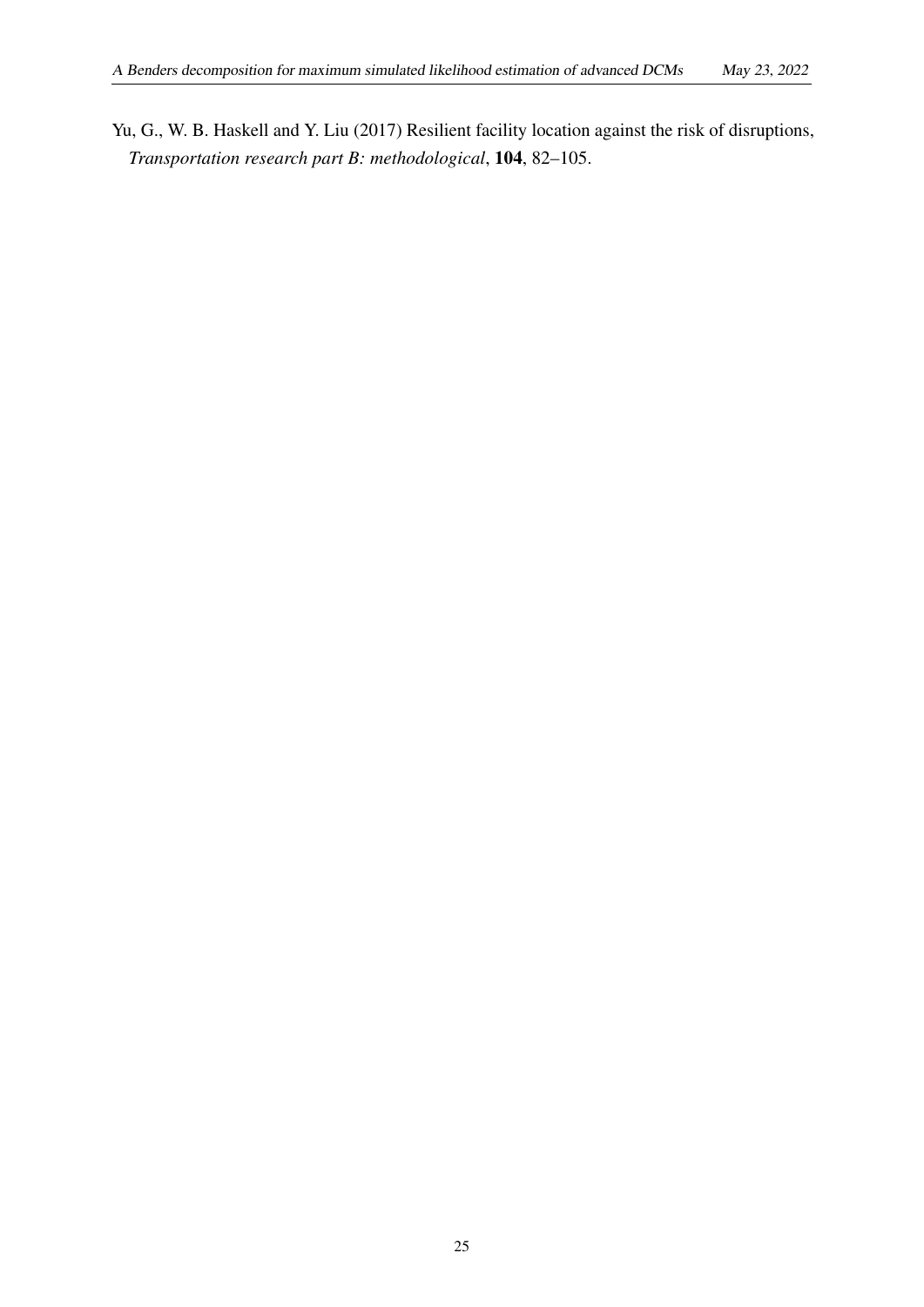Yu, G., W. B. Haskell and Y. Liu (2017) Resilient facility location against the risk of disruptions, *Transportation research part B: methodological*, **104**, 82–105.